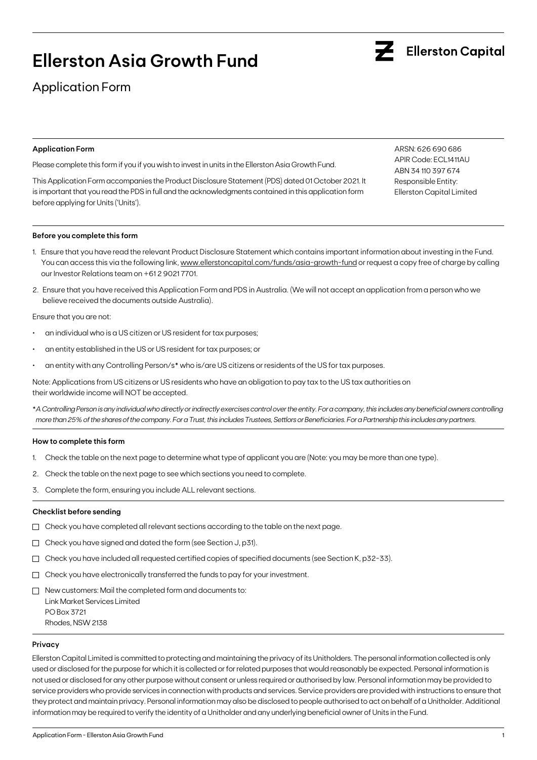# Ellerston Asia Growth Fund

Ellerston Capital

## Application Form

### Application Form

Please complete this form if you if you wish to invest in units in the Ellerston Asia Growth Fund.

This Application Form accompanies the Product Disclosure Statement (PDS) dated 01 October 2021. It is important that you read the PDS in full and the acknowledgments contained in this application form before applying for Units ('Units').

ARSN: 626 690 686
APIR Code: ECL1411AU
ABN 34 110 397 674
Responsible Entity:
Ellerston Capital Limited

### Before you complete this form

1. Ensure that you have read the relevant Product Disclosure Statement which contains important information about investing in the Fund. You can access this via the following link, www.ellerstoncapital.com/funds/asia-growth-fund or request a copy free of charge by calling our Investor Relations team on +61 2 9021 7701.
2. Ensure that you have received this Application Form and PDS in Australia. (We will not accept an application from a person who we believe received the documents outside Australia).

Ensure that you are not:

- an individual who is a US citizen or US resident for tax purposes;
- an entity established in the US or US resident for tax purposes; or
- an entity with any Controlling Person/s* who is/are US citizens or residents of the US for tax purposes.

Note: Applications from US citizens or US residents who have an obligation to pay tax to the US tax authorities on their worldwide income will NOT be accepted.

*\*A Controlling Person is any individual who directly or indirectly exercises control over the entity. For a company, this includes any beneficial owners controlling more than 25% of the shares of the company. For a Trust, this includes Trustees, Settlors or Beneficiaries. For a Partnership this includes any partners.*

### How to complete this form

1. Check the table on the next page to determine what type of applicant you are (Note: you may be more than one type).
2. Check the table on the next page to see which sections you need to complete.
3. Complete the form, ensuring you include ALL relevant sections.

### Checklist before sending

- ☐ Check you have completed all relevant sections according to the table on the next page.
- ☐ Check you have signed and dated the form (see Section J, p31).
- ☐ Check you have included all requested certified copies of specified documents (see Section K, p32-33).
- ☐ Check you have electronically transferred the funds to pay for your investment.
- ☐ New customers: Mail the completed form and documents to:
  Link Market Services Limited
  PO Box 3721
  Rhodes, NSW 2138

### Privacy

Ellerston Capital Limited is committed to protecting and maintaining the privacy of its Unitholders. The personal information collected is only used or disclosed for the purpose for which it is collected or for related purposes that would reasonably be expected. Personal information is not used or disclosed for any other purpose without consent or unless required or authorised by law. Personal information may be provided to service providers who provide services in connection with products and services. Service providers are provided with instructions to ensure that they protect and maintain privacy. Personal information may also be disclosed to people authorised to act on behalf of a Unitholder. Additional information may be required to verify the identity of a Unitholder and any underlying beneficial owner of Units in the Fund.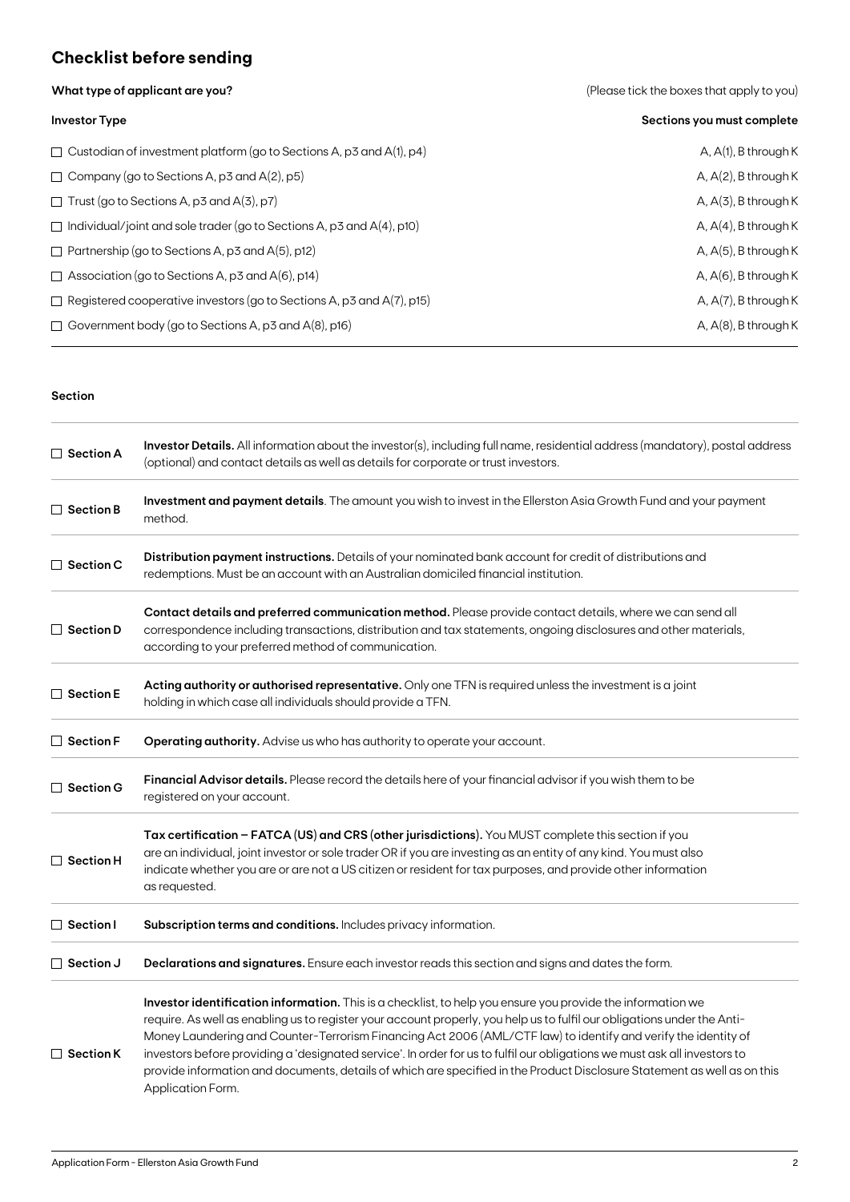## Checklist before sending

**What type of applicant are you?** (Please tick the boxes that apply to you)

| Investor Type | Sections you must complete |
| --- | --- |
| ☐ Custodian of investment platform (go to Sections A, p3 and A(1), p4) | A, A(1), B through K |
| ☐ Company (go to Sections A, p3 and A(2), p5) | A, A(2), B through K |
| ☐ Trust (go to Sections A, p3 and A(3), p7) | A, A(3), B through K |
| ☐ Individual/joint and sole trader (go to Sections A, p3 and A(4), p10) | A, A(4), B through K |
| ☐ Partnership (go to Sections A, p3 and A(5), p12) | A, A(5), B through K |
| ☐ Association (go to Sections A, p3 and A(6), p14) | A, A(6), B through K |
| ☐ Registered cooperative investors (go to Sections A, p3 and A(7), p15) | A, A(7), B through K |
| ☐ Government body (go to Sections A, p3 and A(8), p16) | A, A(8), B through K |

| Section | |
| --- | --- |
| ☐ **Section A** | **Investor Details.** All information about the investor(s), including full name, residential address (mandatory), postal address (optional) and contact details as well as details for corporate or trust investors. |
| ☐ **Section B** | **Investment and payment details**. The amount you wish to invest in the Ellerston Asia Growth Fund and your payment method. |
| ☐ **Section C** | **Distribution payment instructions.** Details of your nominated bank account for credit of distributions and redemptions. Must be an account with an Australian domiciled financial institution. |
| ☐ **Section D** | **Contact details and preferred communication method.** Please provide contact details, where we can send all correspondence including transactions, distribution and tax statements, ongoing disclosures and other materials, according to your preferred method of communication. |
| ☐ **Section E** | **Acting authority or authorised representative.** Only one TFN is required unless the investment is a joint holding in which case all individuals should provide a TFN. |
| ☐ **Section F** | **Operating authority.** Advise us who has authority to operate your account. |
| ☐ **Section G** | **Financial Advisor details.** Please record the details here of your financial advisor if you wish them to be registered on your account. |
| ☐ **Section H** | **Tax certification – FATCA (US) and CRS (other jurisdictions).** You MUST complete this section if you are an individual, joint investor or sole trader OR if you are investing as an entity of any kind. You must also indicate whether you are or are not a US citizen or resident for tax purposes, and provide other information as requested. |
| ☐ **Section I** | **Subscription terms and conditions.** Includes privacy information. |
| ☐ **Section J** | **Declarations and signatures.** Ensure each investor reads this section and signs and dates the form. |
| ☐ **Section K** | **Investor identification information.** This is a checklist, to help you ensure you provide the information we require. As well as enabling us to register your account properly, you help us to fulfil our obligations under the Anti-Money Laundering and Counter-Terrorism Financing Act 2006 (AML/CTF law) to identify and verify the identity of investors before providing a 'designated service'. In order for us to fulfil our obligations we must ask all investors to provide information and documents, details of which are specified in the Product Disclosure Statement as well as on this Application Form. |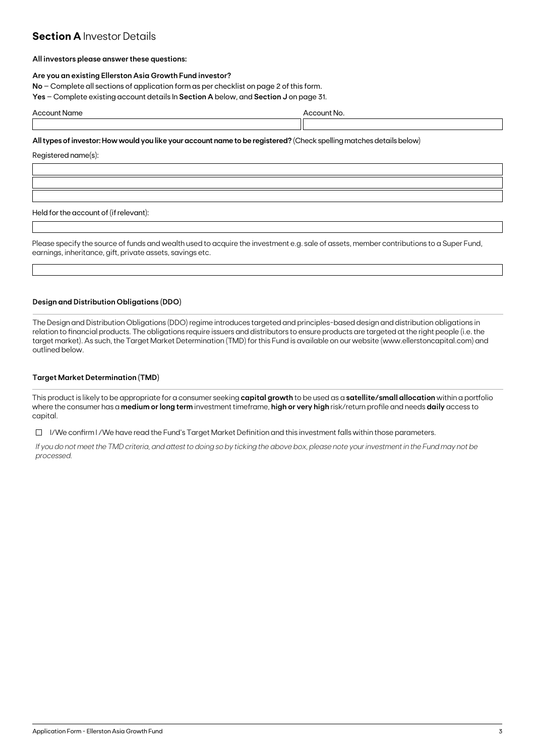## **Section A** Investor Details

**All investors please answer these questions:**

**Are you an existing Ellerston Asia Growth Fund investor?**

**No** – Complete all sections of application form as per checklist on page 2 of this form.

**Yes** – Complete existing account details In **Section A** below, and **Section J** on page 31.

| Account Name | Account No. |
| --- | --- |
| | |

**All types of investor: How would you like your account name to be registered?** (Check spelling matches details below)

Registered name(s):

| |
| --- |
| |
| |
| |

Held for the account of (if relevant):

| |
| --- |
| |

Please specify the source of funds and wealth used to acquire the investment e.g. sale of assets, member contributions to a Super Fund, earnings, inheritance, gift, private assets, savings etc.

| |
| --- |
| |

### Design and Distribution Obligations (DDO)

The Design and Distribution Obligations (DDO) regime introduces targeted and principles-based design and distribution obligations in relation to financial products. The obligations require issuers and distributors to ensure products are targeted at the right people (i.e. the target market). As such, the Target Market Determination (TMD) for this Fund is available on our website (www.ellerstoncapital.com) and outlined below.

### Target Market Determination (TMD)

This product is likely to be appropriate for a consumer seeking **capital growth** to be used as a **satellite/small allocation** within a portfolio where the consumer has a **medium or long term** investment timeframe, **high or very high** risk/return profile and needs **daily** access to capital.

☐ I/We confirm I /We have read the Fund's Target Market Definition and this investment falls within those parameters.

*If you do not meet the TMD criteria, and attest to doing so by ticking the above box, please note your investment in the Fund may not be processed.*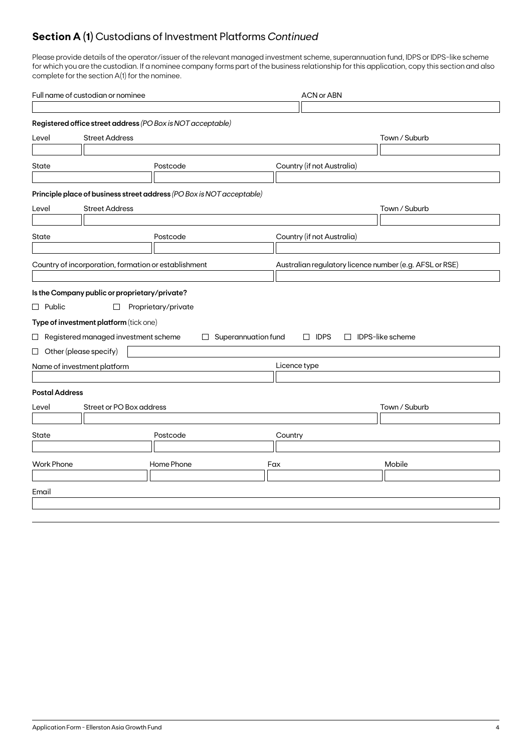## **Section A (1)** Custodians of Investment Platforms *Continued*

Please provide details of the operator/issuer of the relevant managed investment scheme, superannuation fund, IDPS or IDPS-like scheme for which you are the custodian. If a nominee company forms part of the business relationship for this application, copy this section and also complete for the section A(1) for the nominee.

Full name of custodian or nominee

ACN or ABN

**Registered office street address** *(PO Box is NOT acceptable)*

Level

Street Address

Town / Suburb

State

Postcode

Country (if not Australia)

**Principle place of business street address** *(PO Box is NOT acceptable)*

Level

Street Address

Town / Suburb

State

Postcode

Country (if not Australia)

Country of incorporation, formation or establishment

Australian regulatory licence number (e.g. AFSL or RSE)

**Is the Company public or proprietary/private?**

☐ Public ☐ Proprietary/private

**Type of investment platform** (tick one)

☐ Registered managed investment scheme ☐ Superannuation fund ☐ IDPS ☐ IDPS-like scheme

☐ Other (please specify)

Name of investment platform

Licence type

**Postal Address**

Level

Street or PO Box address

Town / Suburb

State

Postcode

Country

Work Phone

Home Phone

Fax

Mobile

Email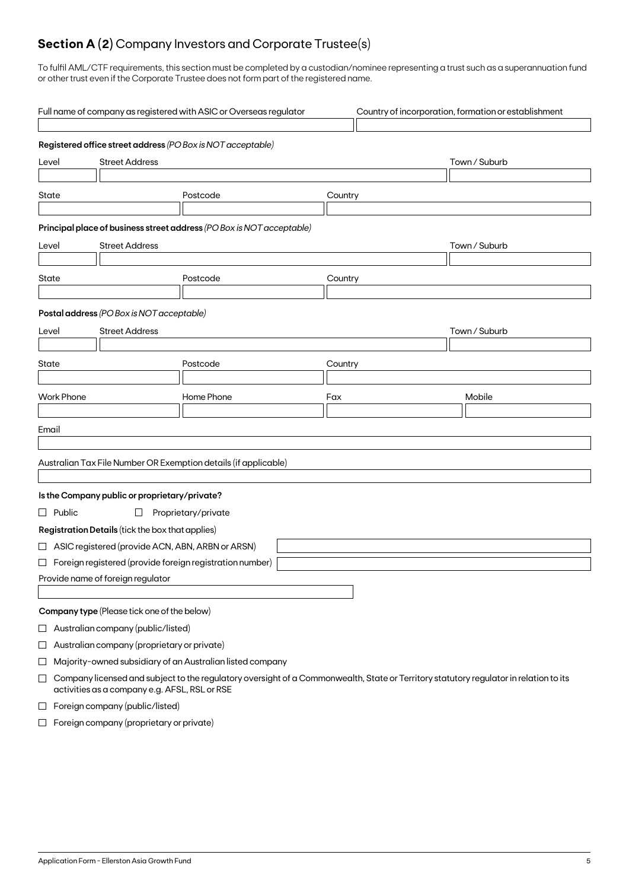## **Section A (2)** Company Investors and Corporate Trustee(s)

To fulfil AML/CTF requirements, this section must be completed by a custodian/nominee representing a trust such as a superannuation fund or other trust even if the Corporate Trustee does not form part of the registered name.

| Full name of company as registered with ASIC or Overseas regulator | Country of incorporation, formation or establishment |
|---|---|
| | |

**Registered office street address** *(PO Box is NOT acceptable)*

| Level | Street Address | Town / Suburb |
|---|---|---|
| | | |

| State | Postcode | Country |
|---|---|---|
| | | |

**Principal place of business street address** *(PO Box is NOT acceptable)*

| Level | Street Address | Town / Suburb |
|---|---|---|
| | | |

| State | Postcode | Country |
|---|---|---|
| | | |

**Postal address** *(PO Box is NOT acceptable)*

| Level | Street Address | Town / Suburb |
|---|---|---|
| | | |

| State | Postcode | Country |
|---|---|---|
| | | |

| Work Phone | Home Phone | Fax | Mobile |
|---|---|---|---|
| | | | |

Email

Australian Tax File Number OR Exemption details (if applicable)

**Is the Company public or proprietary/private?**

☐ Public ☐ Proprietary/private

**Registration Details** (tick the box that applies)

☐ ASIC registered (provide ACN, ABN, ARBN or ARSN)

☐ Foreign registered (provide foreign registration number)

Provide name of foreign regulator

**Company type** (Please tick one of the below)

☐ Australian company (public/listed)

☐ Australian company (proprietary or private)

☐ Majority-owned subsidiary of an Australian listed company

☐ Company licensed and subject to the regulatory oversight of a Commonwealth, State or Territory statutory regulator in relation to its activities as a company e.g. AFSL, RSL or RSE

☐ Foreign company (public/listed)

☐ Foreign company (proprietary or private)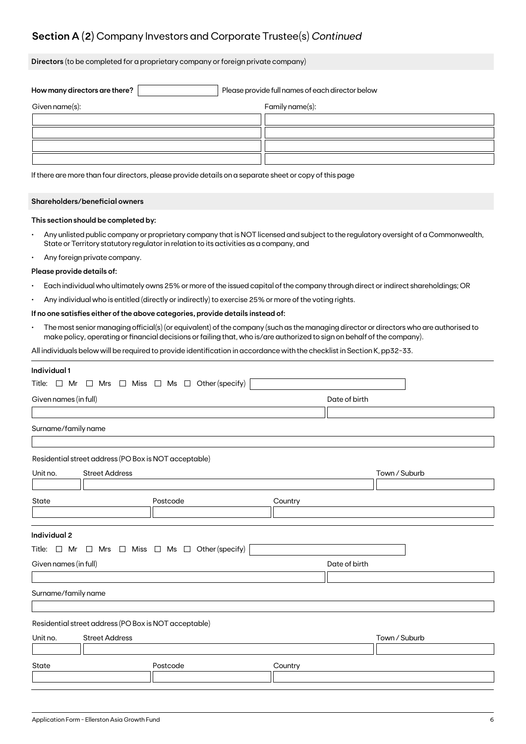## Section A (2) Company Investors and Corporate Trustee(s) *Continued*

**Directors** (to be completed for a proprietary company or foreign private company)

**How many directors are there?** ____________ Please provide full names of each director below

| Given name(s): | Family name(s): |
|---|---|
| | |
| | |
| | |
| | |

If there are more than four directors, please provide details on a separate sheet or copy of this page

**Shareholders/beneficial owners**

**This section should be completed by:**

- Any unlisted public company or proprietary company that is NOT licensed and subject to the regulatory oversight of a Commonwealth, State or Territory statutory regulator in relation to its activities as a company, and
- Any foreign private company.

**Please provide details of:**

- Each individual who ultimately owns 25% or more of the issued capital of the company through direct or indirect shareholdings; OR
- Any individual who is entitled (directly or indirectly) to exercise 25% or more of the voting rights.

**If no one satisfies either of the above categories, provide details instead of:**

- The most senior managing official(s) (or equivalent) of the company (such as the managing director or directors who are authorised to make policy, operating or financial decisions or failing that, who is/are authorized to sign on behalf of the company).

All individuals below will be required to provide identification in accordance with the checklist in Section K, pp32-33.

**Individual 1**

Title: ☐ Mr ☐ Mrs ☐ Miss ☐ Ms ☐ Other (specify) ____________

Given names (in full) ____________ Date of birth ____________

Surname/family name ____________

Residential street address (PO Box is NOT acceptable)

Unit no. ______ Street Address ____________ Town / Suburb ____________

State ______ Postcode ______ Country ____________

**Individual 2**

Title: ☐ Mr ☐ Mrs ☐ Miss ☐ Ms ☐ Other (specify) ____________

Given names (in full) ____________ Date of birth ____________

Surname/family name ____________

Residential street address (PO Box is NOT acceptable)

Unit no. ______ Street Address ____________ Town / Suburb ____________

State ______ Postcode ______ Country ____________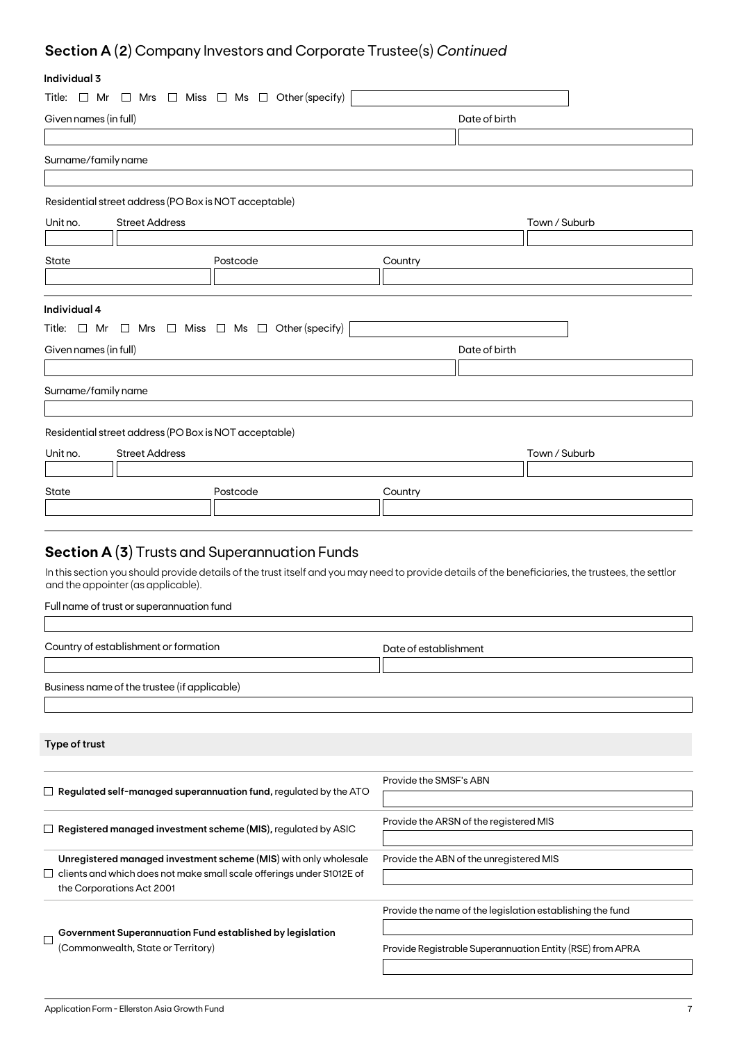## Section A (2) Company Investors and Corporate Trustee(s) *Continued*

**Individual 3**

Title: ☐ Mr ☐ Mrs ☐ Miss ☐ Ms ☐ Other (specify)

Given names (in full)

Date of birth

Surname/family name

Residential street address (PO Box is NOT acceptable)

Unit no. | Street Address | Town / Suburb

State | Postcode | Country

**Individual 4**

Title: ☐ Mr ☐ Mrs ☐ Miss ☐ Ms ☐ Other (specify)

Given names (in full)

Date of birth

Surname/family name

Residential street address (PO Box is NOT acceptable)

Unit no. | Street Address | Town / Suburb

State | Postcode | Country

## Section A (3) Trusts and Superannuation Funds

In this section you should provide details of the trust itself and you may need to provide details of the beneficiaries, the trustees, the settlor and the appointer (as applicable).

Full name of trust or superannuation fund

Country of establishment or formation

Date of establishment

Business name of the trustee (if applicable)

**Type of trust**

| | |
|---|---|
| ☐ **Regulated self-managed superannuation fund,** regulated by the ATO | Provide the SMSF's ABN |
| ☐ **Registered managed investment scheme (MIS),** regulated by ASIC | Provide the ARSN of the registered MIS |
| ☐ **Unregistered managed investment scheme (MIS)** with only wholesale clients and which does not make small scale offerings under S1012E of the Corporations Act 2001 | Provide the ABN of the unregistered MIS |
| ☐ **Government Superannuation Fund established by legislation** (Commonwealth, State or Territory) | Provide the name of the legislation establishing the fund<br>Provide Registrable Superannuation Entity (RSE) from APRA |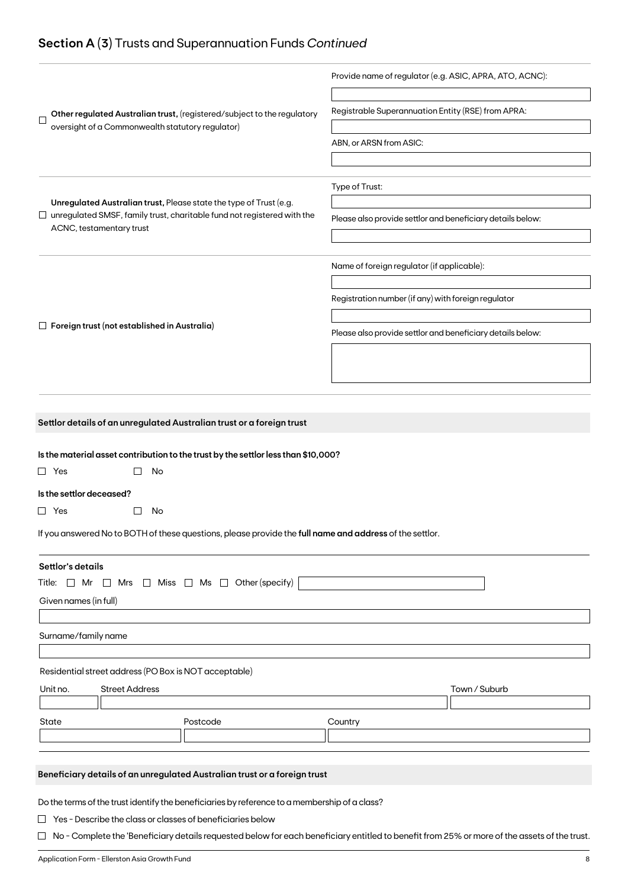## **Section A** (**3**) Trusts and Superannuation Funds *Continued*

| | |
|---|---|
| ☐ **Other regulated Australian trust,** (registered/subject to the regulatory oversight of a Commonwealth statutory regulator) | Provide name of regulator (e.g. ASIC, APRA, ATO, ACNC): ______<br>Registrable Superannuation Entity (RSE) from APRA: ______<br>ABN, or ARSN from ASIC: ______ |
| ☐ **Unregulated Australian trust,** Please state the type of Trust (e.g. unregulated SMSF, family trust, charitable fund not registered with the ACNC, testamentary trust | Type of Trust: ______<br>Please also provide settlor and beneficiary details below: ______ |
| ☐ **Foreign trust (not established in Australia)** | Name of foreign regulator (if applicable): ______<br>Registration number (if any) with foreign regulator ______<br>Please also provide settlor and beneficiary details below: ______ |

### Settlor details of an unregulated Australian trust or a foreign trust

**Is the material asset contribution to the trust by the settlor less than $10,000?**

☐ Yes ☐ No

**Is the settlor deceased?**

☐ Yes ☐ No

If you answered No to BOTH of these questions, please provide the **full name and address** of the settlor.

**Settlor's details**

Title: ☐ Mr ☐ Mrs ☐ Miss ☐ Ms ☐ Other (specify) ______

Given names (in full) ______

Surname/family name ______

Residential street address (PO Box is NOT acceptable)

| Unit no. | Street Address | Town / Suburb |
|---|---|---|
| | | |

| State | Postcode | Country |
|---|---|---|
| | | |

### Beneficiary details of an unregulated Australian trust or a foreign trust

Do the terms of the trust identify the beneficiaries by reference to a membership of a class?

☐ Yes - Describe the class or classes of beneficiaries below

☐ No - Complete the 'Beneficiary details requested below for each beneficiary entitled to benefit from 25% or more of the assets of the trust.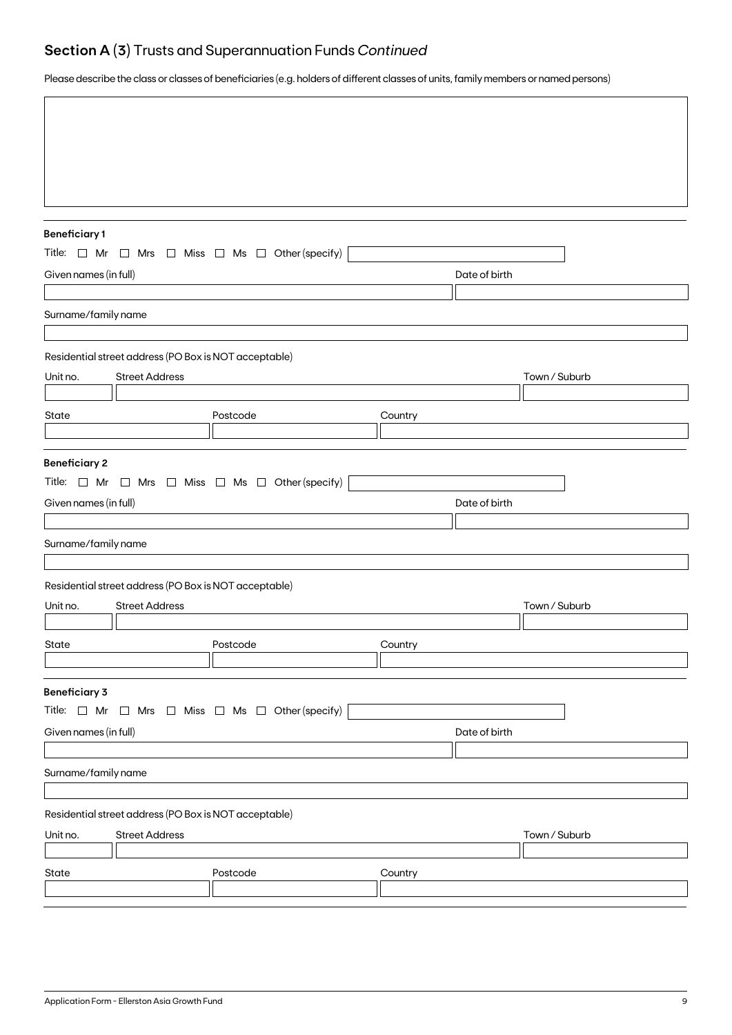## Section A (3) Trusts and Superannuation Funds *Continued*

Please describe the class or classes of beneficiaries (e.g. holders of different classes of units, family members or named persons)

**Beneficiary 1**

Title: ☐ Mr ☐ Mrs ☐ Miss ☐ Ms ☐ Other (specify)

Given names (in full)

Date of birth

Surname/family name

Residential street address (PO Box is NOT acceptable)

Unit no. Street Address Town / Suburb

State Postcode Country

**Beneficiary 2**

Title: ☐ Mr ☐ Mrs ☐ Miss ☐ Ms ☐ Other (specify)

Given names (in full)

Date of birth

Surname/family name

Residential street address (PO Box is NOT acceptable)

Unit no. Street Address Town / Suburb

State Postcode Country

**Beneficiary 3**

Title: ☐ Mr ☐ Mrs ☐ Miss ☐ Ms ☐ Other (specify)

Given names (in full)

Date of birth

Surname/family name

Residential street address (PO Box is NOT acceptable)

Unit no. Street Address Town / Suburb

State Postcode Country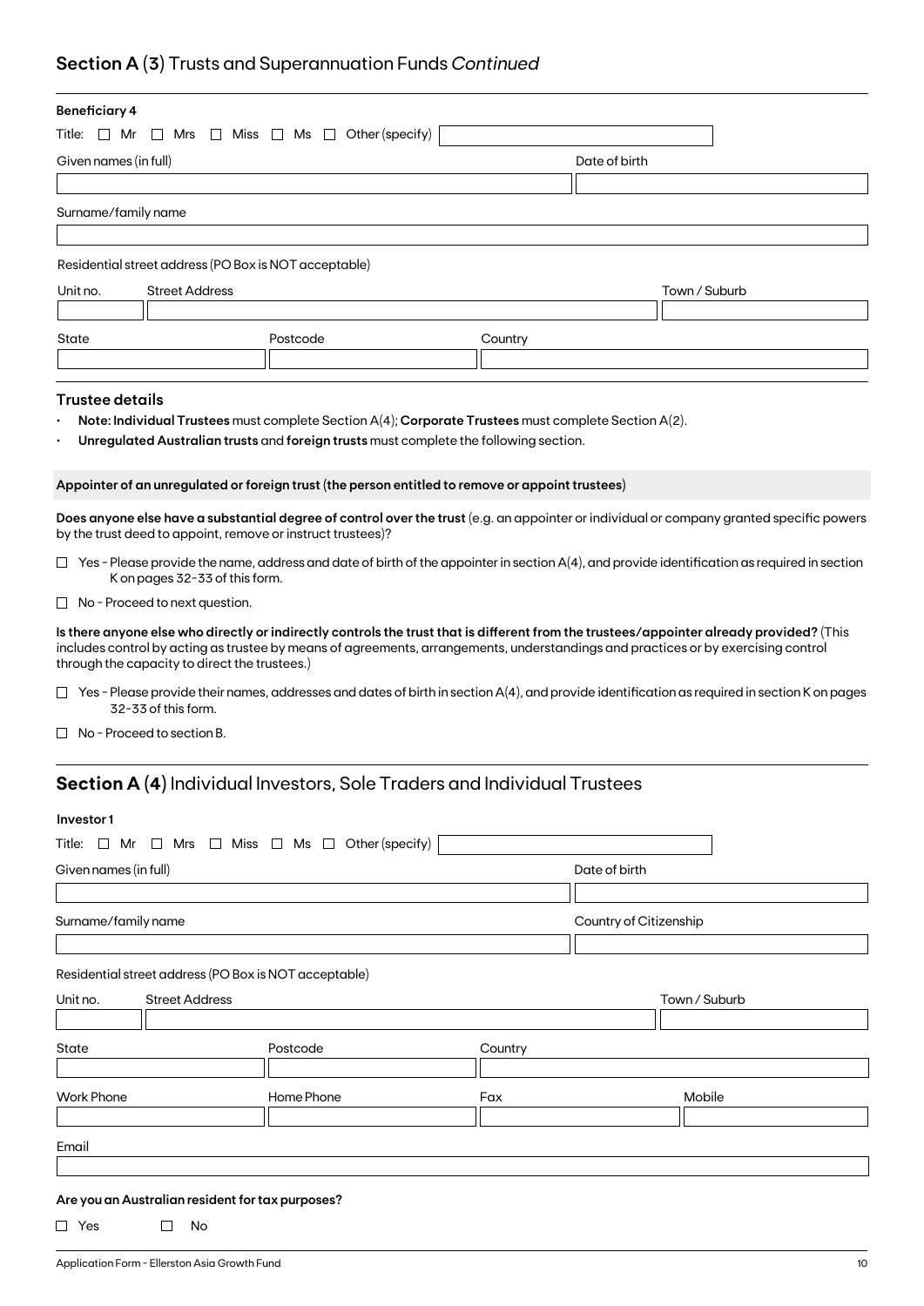## Section A (3) Trusts and Superannuation Funds *Continued*

**Beneficiary 4**

Title: ☐ Mr ☐ Mrs ☐ Miss ☐ Ms ☐ Other (specify)

Given names (in full) | Date of birth

Surname/family name

Residential street address (PO Box is NOT acceptable)

Unit no. | Street Address | Town / Suburb

State | Postcode | Country

### Trustee details

- **Note: Individual Trustees** must complete Section A(4); **Corporate Trustees** must complete Section A(2).
- **Unregulated Australian trusts** and **foreign trusts** must complete the following section.

**Appointer of an unregulated or foreign trust (the person entitled to remove or appoint trustees)**

**Does anyone else have a substantial degree of control over the trust** (e.g. an appointer or individual or company granted specific powers by the trust deed to appoint, remove or instruct trustees)?

☐ Yes - Please provide the name, address and date of birth of the appointer in section A(4), and provide identification as required in section K on pages 32-33 of this form.

☐ No - Proceed to next question.

**Is there anyone else who directly or indirectly controls the trust that is different from the trustees/appointer already provided?** (This includes control by acting as trustee by means of agreements, arrangements, understandings and practices or by exercising control through the capacity to direct the trustees.)

☐ Yes - Please provide their names, addresses and dates of birth in section A(4), and provide identification as required in section K on pages 32-33 of this form.

☐ No - Proceed to section B.

## Section A (4) Individual Investors, Sole Traders and Individual Trustees

**Investor 1**

Title: ☐ Mr ☐ Mrs ☐ Miss ☐ Ms ☐ Other (specify)

Given names (in full) | Date of birth

Surname/family name | Country of Citizenship

Residential street address (PO Box is NOT acceptable)

Unit no. | Street Address | Town / Suburb

State | Postcode | Country

Work Phone | Home Phone | Fax | Mobile

Email

**Are you an Australian resident for tax purposes?**

☐ Yes ☐ No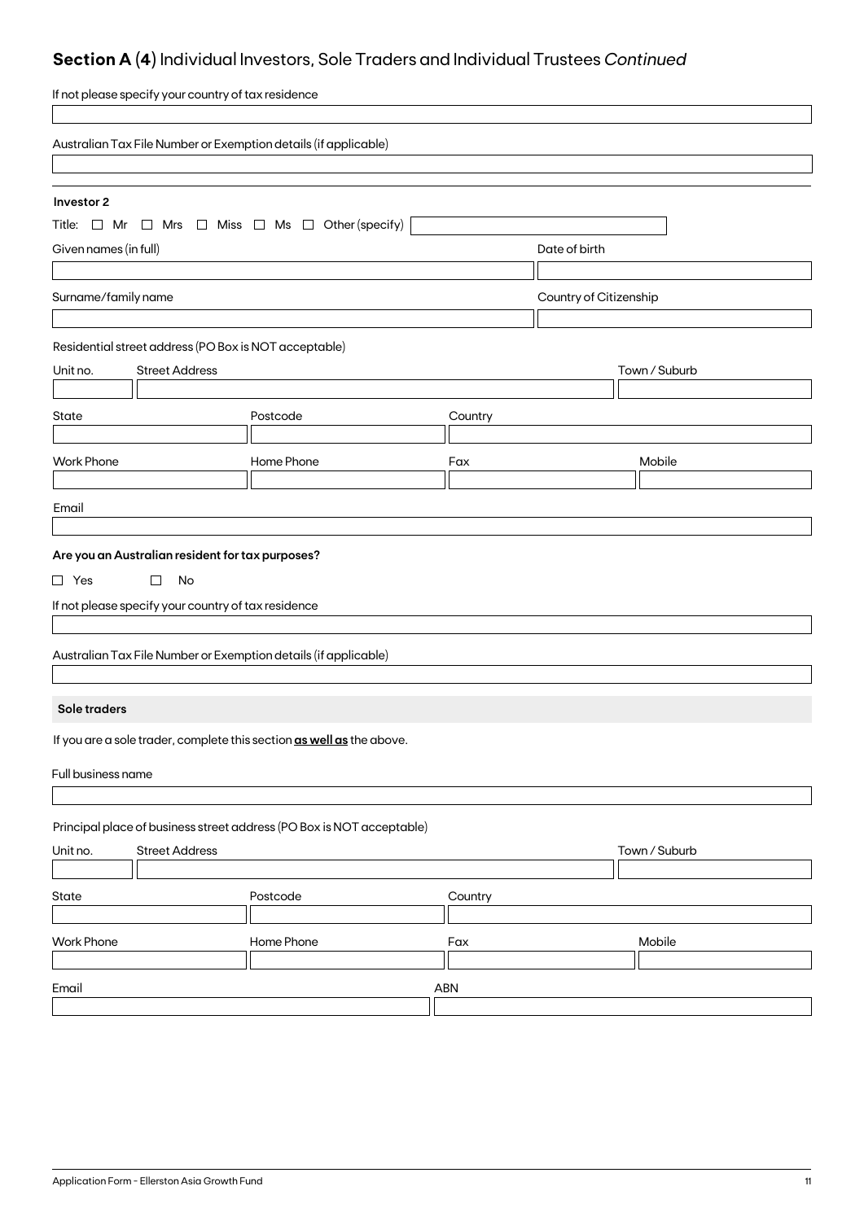## Section A (4) Individual Investors, Sole Traders and Individual Trustees *Continued*

If not please specify your country of tax residence

Australian Tax File Number or Exemption details (if applicable)

**Investor 2**

Title: ☐ Mr ☐ Mrs ☐ Miss ☐ Ms ☐ Other (specify)

Given names (in full)

Date of birth

Surname/family name

Country of Citizenship

Residential street address (PO Box is NOT acceptable)

Unit no.

Street Address

Town / Suburb

State

Postcode

Country

Work Phone

Home Phone

Fax

Mobile

Email

**Are you an Australian resident for tax purposes?**

☐ Yes ☐ No

If not please specify your country of tax residence

Australian Tax File Number or Exemption details (if applicable)

**Sole traders**

If you are a sole trader, complete this section **as well as** the above.

Full business name

Principal place of business street address (PO Box is NOT acceptable)

Unit no.

Street Address

Town / Suburb

State

Postcode

Country

Work Phone

Home Phone

Fax

Mobile

Email

ABN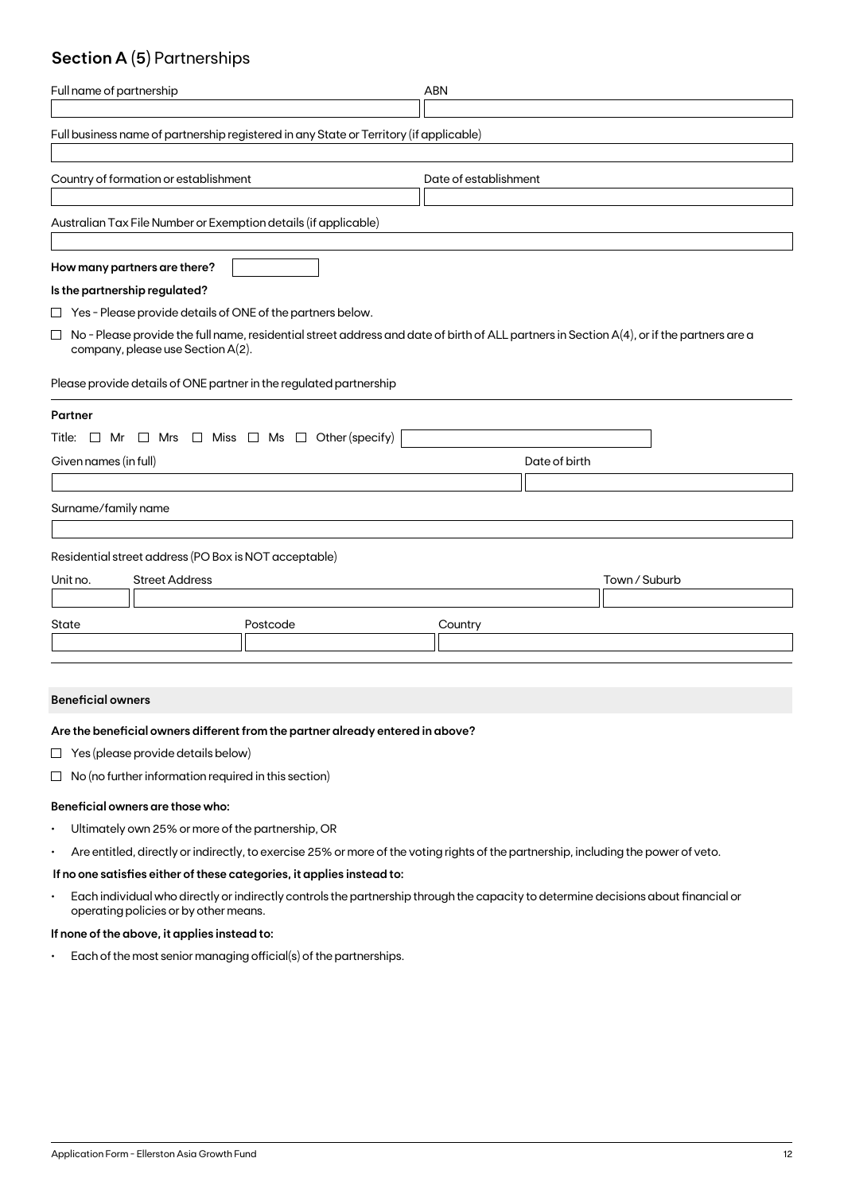## Section A (5) Partnerships

Full name of partnership

ABN

Full business name of partnership registered in any State or Territory (if applicable)

Country of formation or establishment

Date of establishment

Australian Tax File Number or Exemption details (if applicable)

**How many partners are there?**

**Is the partnership regulated?**

☐ Yes - Please provide details of ONE of the partners below.

☐ No - Please provide the full name, residential street address and date of birth of ALL partners in Section A(4), or if the partners are a company, please use Section A(2).

Please provide details of ONE partner in the regulated partnership

**Partner**

Title: ☐ Mr ☐ Mrs ☐ Miss ☐ Ms ☐ Other (specify)

Given names (in full)

Date of birth

Surname/family name

Residential street address (PO Box is NOT acceptable)

Unit no. | Street Address | Town / Suburb

State | Postcode | Country

**Beneficial owners**

**Are the beneficial owners different from the partner already entered in above?**

☐ Yes (please provide details below)

☐ No (no further information required in this section)

**Beneficial owners are those who:**

- Ultimately own 25% or more of the partnership, OR
- Are entitled, directly or indirectly, to exercise 25% or more of the voting rights of the partnership, including the power of veto.

**If no one satisfies either of these categories, it applies instead to:**

- Each individual who directly or indirectly controls the partnership through the capacity to determine decisions about financial or operating policies or by other means.

**If none of the above, it applies instead to:**

- Each of the most senior managing official(s) of the partnerships.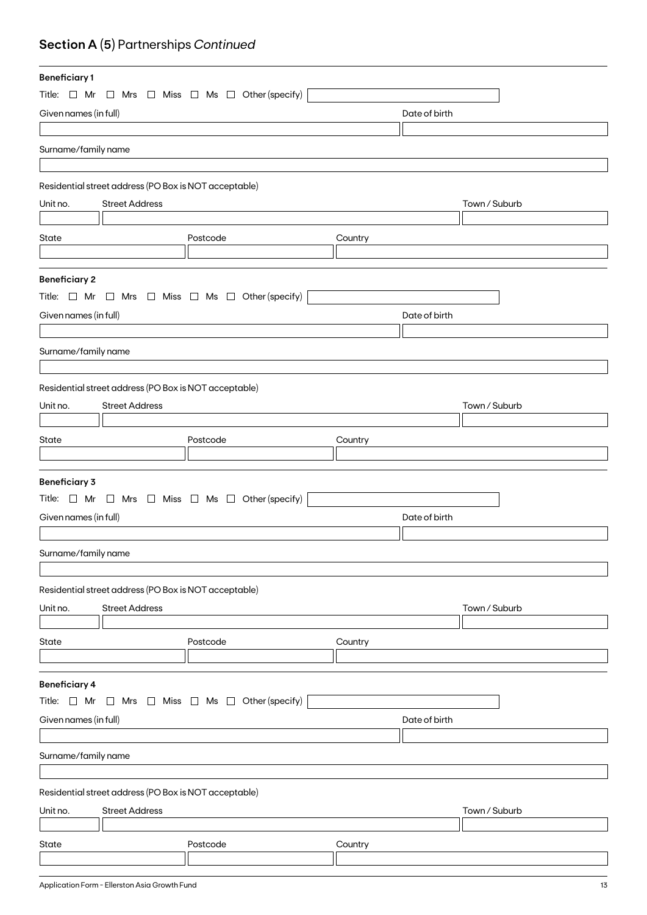## **Section A** (5) Partnerships *Continued*

**Beneficiary 1**

Title: ☐ Mr ☐ Mrs ☐ Miss ☐ Ms ☐ Other (specify)

Given names (in full)

Date of birth

Surname/family name

Residential street address (PO Box is NOT acceptable)

Unit no.

Street Address

Town / Suburb

State

Postcode

Country

**Beneficiary 2**

Title: ☐ Mr ☐ Mrs ☐ Miss ☐ Ms ☐ Other (specify)

Given names (in full)

Date of birth

Surname/family name

Residential street address (PO Box is NOT acceptable)

Unit no.

Street Address

Town / Suburb

State

Postcode

Country

**Beneficiary 3**

Title: ☐ Mr ☐ Mrs ☐ Miss ☐ Ms ☐ Other (specify)

Given names (in full)

Date of birth

Surname/family name

Residential street address (PO Box is NOT acceptable)

Unit no.

Street Address

Town / Suburb

State

Postcode

Country

**Beneficiary 4**

Title: ☐ Mr ☐ Mrs ☐ Miss ☐ Ms ☐ Other (specify)

Given names (in full)

Date of birth

Surname/family name

Residential street address (PO Box is NOT acceptable)

Unit no.

Street Address

Town / Suburb

State

Postcode

Country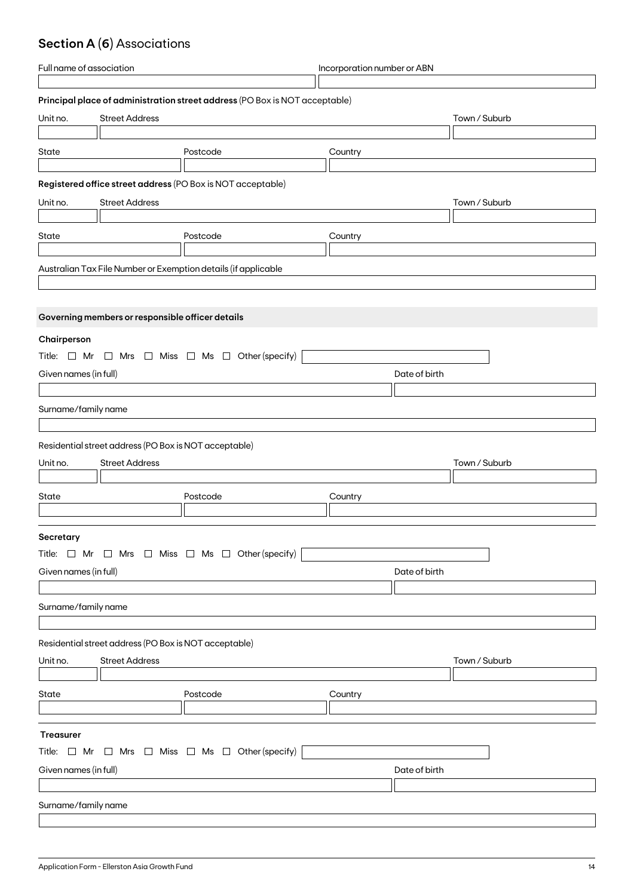## **Section A** (**6**) Associations

Full name of association

Incorporation number or ABN

**Principal place of administration street address** (PO Box is NOT acceptable)

Unit no. | Street Address | Town / Suburb

State | Postcode | Country

**Registered office street address** (PO Box is NOT acceptable)

Unit no. | Street Address | Town / Suburb

State | Postcode | Country

Australian Tax File Number or Exemption details (if applicable

### Governing members or responsible officer details

**Chairperson**

Title: ☐ Mr ☐ Mrs ☐ Miss ☐ Ms ☐ Other (specify)

Given names (in full) | Date of birth

Surname/family name

Residential street address (PO Box is NOT acceptable)

Unit no. | Street Address | Town / Suburb

State | Postcode | Country

**Secretary**

Title: ☐ Mr ☐ Mrs ☐ Miss ☐ Ms ☐ Other (specify)

Given names (in full) | Date of birth

Surname/family name

Residential street address (PO Box is NOT acceptable)

Unit no. | Street Address | Town / Suburb

State | Postcode | Country

**Treasurer**

Title: ☐ Mr ☐ Mrs ☐ Miss ☐ Ms ☐ Other (specify)

Given names (in full) | Date of birth

Surname/family name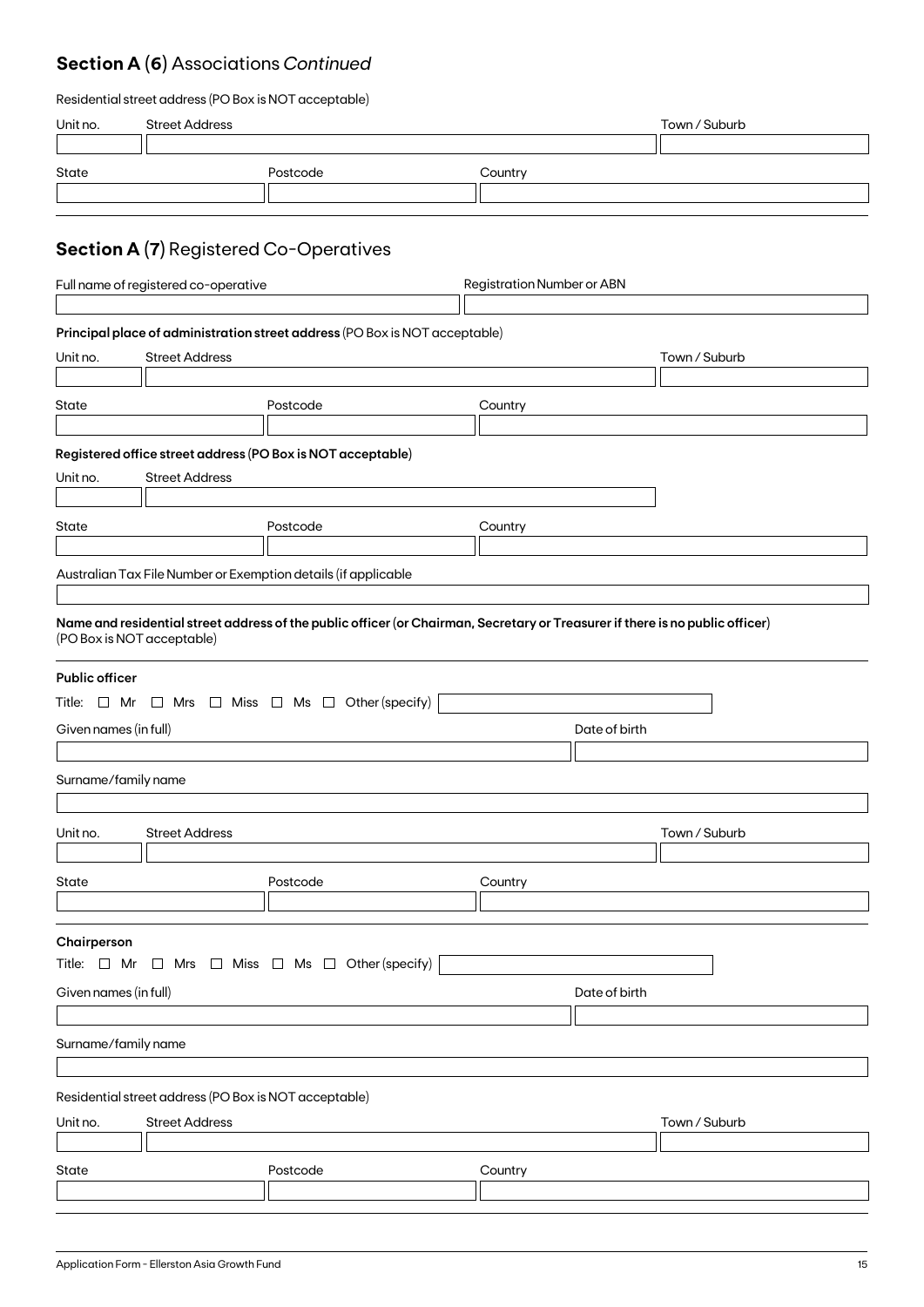## Section A (6) Associations *Continued*

Residential street address (PO Box is NOT acceptable)

| Unit no. | Street Address | Town / Suburb |
|---|---|---|
| | | |

| State | Postcode | Country |
|---|---|---|
| | | |

## Section A (7) Registered Co-Operatives

| Full name of registered co-operative | Registration Number or ABN |
|---|---|
| | |

**Principal place of administration street address** (PO Box is NOT acceptable)

| Unit no. | Street Address | Town / Suburb |
|---|---|---|
| | | |

| State | Postcode | Country |
|---|---|---|
| | | |

**Registered office street address (PO Box is NOT acceptable)**

| Unit no. | Street Address |
|---|---|
| | |

| State | Postcode | Country |
|---|---|---|
| | | |

Australian Tax File Number or Exemption details (if applicable

**Name and residential street address of the public officer (or Chairman, Secretary or Treasurer if there is no public officer)** (PO Box is NOT acceptable)

**Public officer**

Title: ☐ Mr ☐ Mrs ☐ Miss ☐ Ms ☐ Other (specify)

| Given names (in full) | Date of birth |
|---|---|
| | |

Surname/family name

| Unit no. | Street Address | Town / Suburb |
|---|---|---|
| | | |

| State | Postcode | Country |
|---|---|---|
| | | |

**Chairperson**

Title: ☐ Mr ☐ Mrs ☐ Miss ☐ Ms ☐ Other (specify)

| Given names (in full) | Date of birth |
|---|---|
| | |

Surname/family name

Residential street address (PO Box is NOT acceptable)

| Unit no. | Street Address | Town / Suburb |
|---|---|---|
| | | |

| State | Postcode | Country |
|---|---|---|
| | | |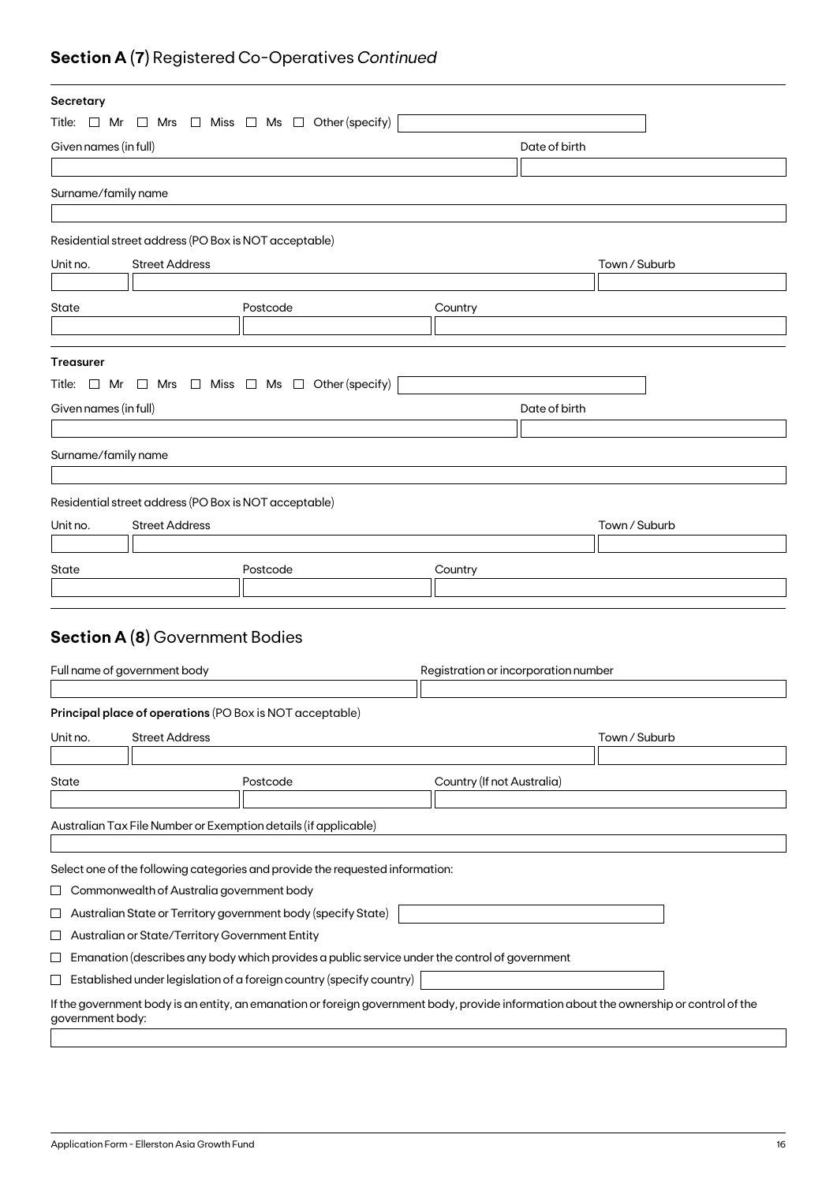## **Section A** (**7**) Registered Co-Operatives *Continued*

**Secretary**

Title: ☐ Mr ☐ Mrs ☐ Miss ☐ Ms ☐ Other (specify)

Given names (in full)

Date of birth

Surname/family name

Residential street address (PO Box is NOT acceptable)

Unit no. Street Address Town / Suburb

State Postcode Country

**Treasurer**

Title: ☐ Mr ☐ Mrs ☐ Miss ☐ Ms ☐ Other (specify)

Given names (in full)

Date of birth

Surname/family name

Residential street address (PO Box is NOT acceptable)

Unit no. Street Address Town / Suburb

State Postcode Country

## **Section A** (**8**) Government Bodies

Full name of government body

Registration or incorporation number

**Principal place of operations** (PO Box is NOT acceptable)

Unit no. Street Address Town / Suburb

State Postcode Country (If not Australia)

Australian Tax File Number or Exemption details (if applicable)

Select one of the following categories and provide the requested information:

- ☐ Commonwealth of Australia government body
- ☐ Australian State or Territory government body (specify State)
- ☐ Australian or State/Territory Government Entity
- ☐ Emanation (describes any body which provides a public service under the control of government
- ☐ Established under legislation of a foreign country (specify country)

If the government body is an entity, an emanation or foreign government body, provide information about the ownership or control of the government body: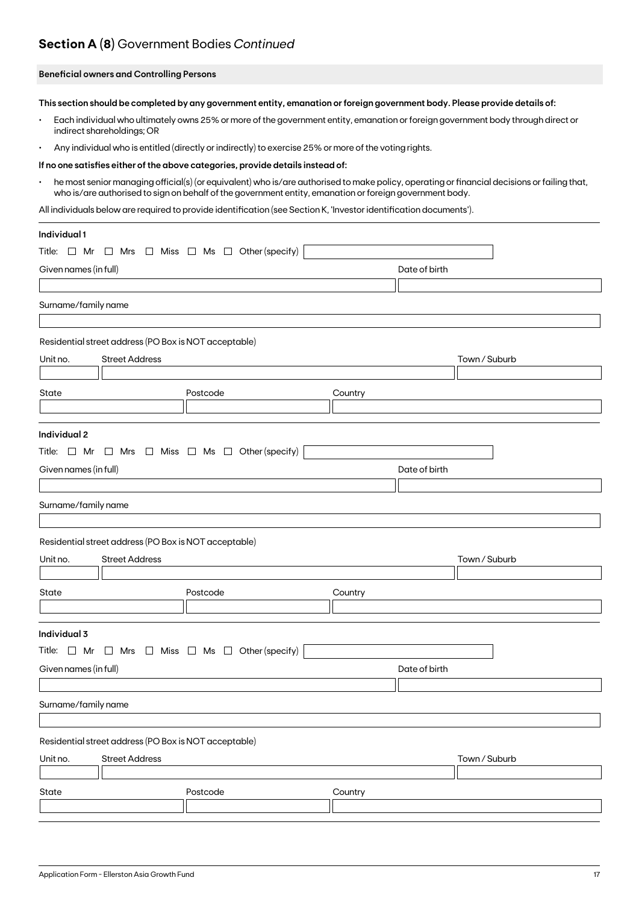## **Section A (8)** Government Bodies *Continued*

**Beneficial owners and Controlling Persons**

**This section should be completed by any government entity, emanation or foreign government body. Please provide details of:**

- Each individual who ultimately owns 25% or more of the government entity, emanation or foreign government body through direct or indirect shareholdings; OR
- Any individual who is entitled (directly or indirectly) to exercise 25% or more of the voting rights.

**If no one satisfies either of the above categories, provide details instead of:**

- he most senior managing official(s) (or equivalent) who is/are authorised to make policy, operating or financial decisions or failing that, who is/are authorised to sign on behalf of the government entity, emanation or foreign government body.

All individuals below are required to provide identification (see Section K, 'Investor identification documents').

**Individual 1**

Title: ☐ Mr ☐ Mrs ☐ Miss ☐ Ms ☐ Other (specify) ______

Given names (in full) ______ Date of birth ______

Surname/family name ______

Residential street address (PO Box is NOT acceptable)

Unit no. ______ Street Address ______ Town / Suburb ______

State ______ Postcode ______ Country ______

**Individual 2**

Title: ☐ Mr ☐ Mrs ☐ Miss ☐ Ms ☐ Other (specify) ______

Given names (in full) ______ Date of birth ______

Surname/family name ______

Residential street address (PO Box is NOT acceptable)

Unit no. ______ Street Address ______ Town / Suburb ______

State ______ Postcode ______ Country ______

**Individual 3**

Title: ☐ Mr ☐ Mrs ☐ Miss ☐ Ms ☐ Other (specify) ______

Given names (in full) ______ Date of birth ______

Surname/family name ______

Residential street address (PO Box is NOT acceptable)

Unit no. ______ Street Address ______ Town / Suburb ______

State ______ Postcode ______ Country ______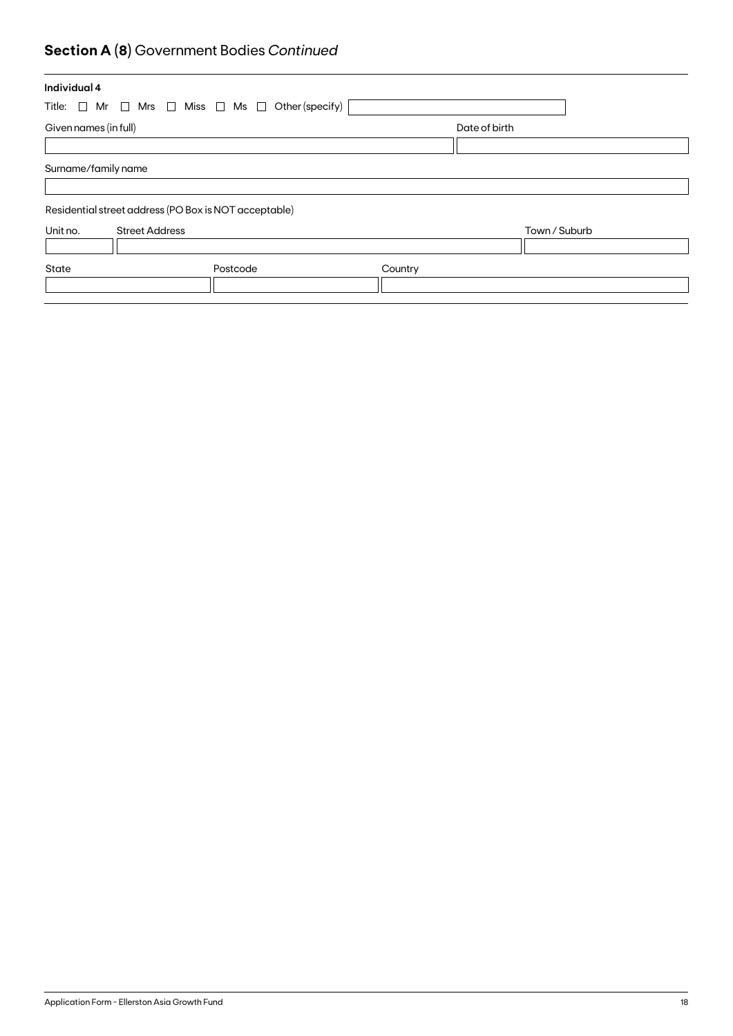## **Section A (8)** Government Bodies *Continued*

**Individual 4**

Title: ☐ Mr ☐ Mrs ☐ Miss ☐ Ms ☐ Other (specify)

Given names (in full)

Date of birth

Surname/family name

Residential street address (PO Box is NOT acceptable)

Unit no.

Street Address

Town / Suburb

State

Postcode

Country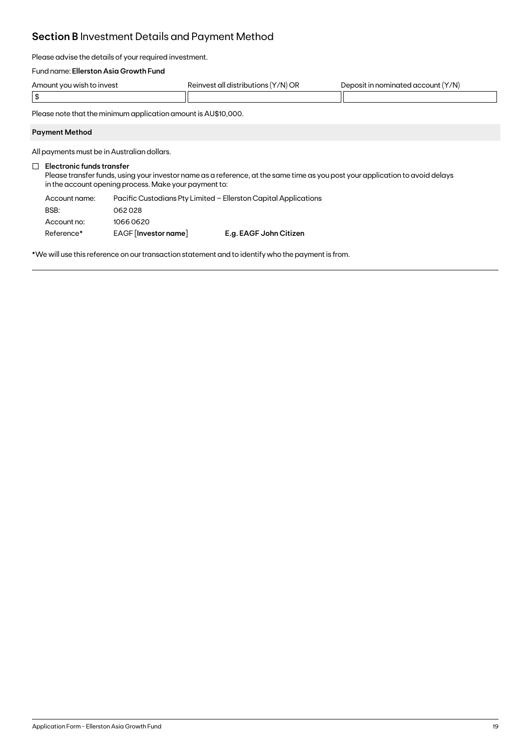## **Section B** Investment Details and Payment Method

Please advise the details of your required investment.

Fund name: **Ellerston Asia Growth Fund**

| Amount you wish to invest | Reinvest all distributions (Y/N) OR | Deposit in nominated account (Y/N) |
|---|---|---|
| $ | | |

Please note that the minimum application amount is AU$10,000.

### Payment Method

All payments must be in Australian dollars.

☐ **Electronic funds transfer**
Please transfer funds, using your investor name as a reference, at the same time as you post your application to avoid delays in the account opening process. Make your payment to:

| | | |
|---|---|---|
| Account name: | Pacific Custodians Pty Limited – Ellerston Capital Applications | |
| BSB: | 062 028 | |
| Account no: | 1066 0620 | |
| Reference* | EAGF [**Investor name**] | **E.g. EAGF John Citizen** |

*We will use this reference on our transaction statement and to identify who the payment is from.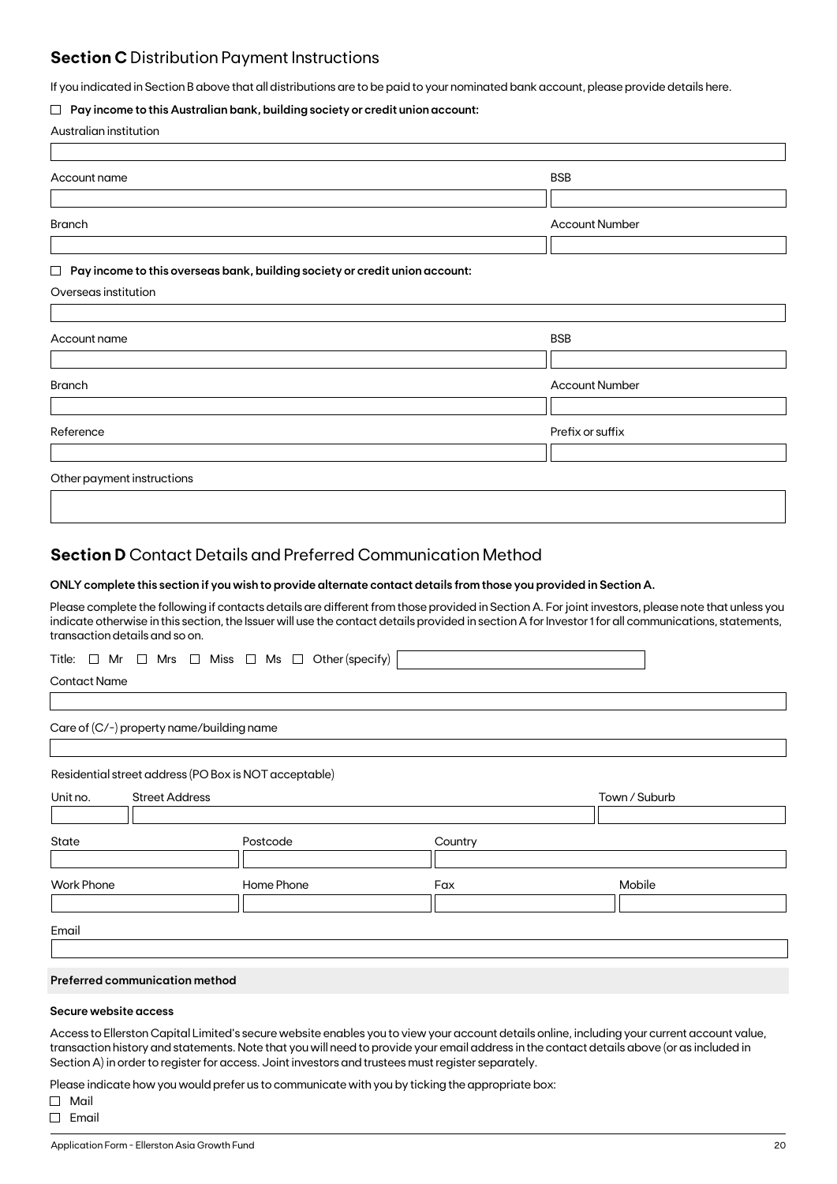## **Section C** Distribution Payment Instructions

If you indicated in Section B above that all distributions are to be paid to your nominated bank account, please provide details here.

☐ **Pay income to this Australian bank, building society or credit union account:**

Australian institution

| Account name | BSB |
|---|---|
| | |

| Branch | Account Number |
|---|---|
| | |

☐ **Pay income to this overseas bank, building society or credit union account:**

Overseas institution

| Account name | BSB |
|---|---|
| | |

| Branch | Account Number |
|---|---|
| | |

| Reference | Prefix or suffix |
|---|---|
| | |

Other payment instructions

## **Section D** Contact Details and Preferred Communication Method

**ONLY complete this section if you wish to provide alternate contact details from those you provided in Section A.**

Please complete the following if contacts details are different from those provided in Section A. For joint investors, please note that unless you indicate otherwise in this section, the Issuer will use the contact details provided in section A for Investor 1 for all communications, statements, transaction details and so on.

Title: ☐ Mr ☐ Mrs ☐ Miss ☐ Ms ☐ Other (specify)

Contact Name

Care of (C/-) property name/building name

Residential street address (PO Box is NOT acceptable)

| Unit no. | Street Address | Town / Suburb |
|---|---|---|
| | | |

| State | Postcode | Country |
|---|---|---|
| | | |

| Work Phone | Home Phone | Fax | Mobile |
|---|---|---|---|
| | | | |

Email

**Preferred communication method**

**Secure website access**

Access to Ellerston Capital Limited's secure website enables you to view your account details online, including your current account value, transaction history and statements. Note that you will need to provide your email address in the contact details above (or as included in Section A) in order to register for access. Joint investors and trustees must register separately.

Please indicate how you would prefer us to communicate with you by ticking the appropriate box:

☐ Mail

☐ Email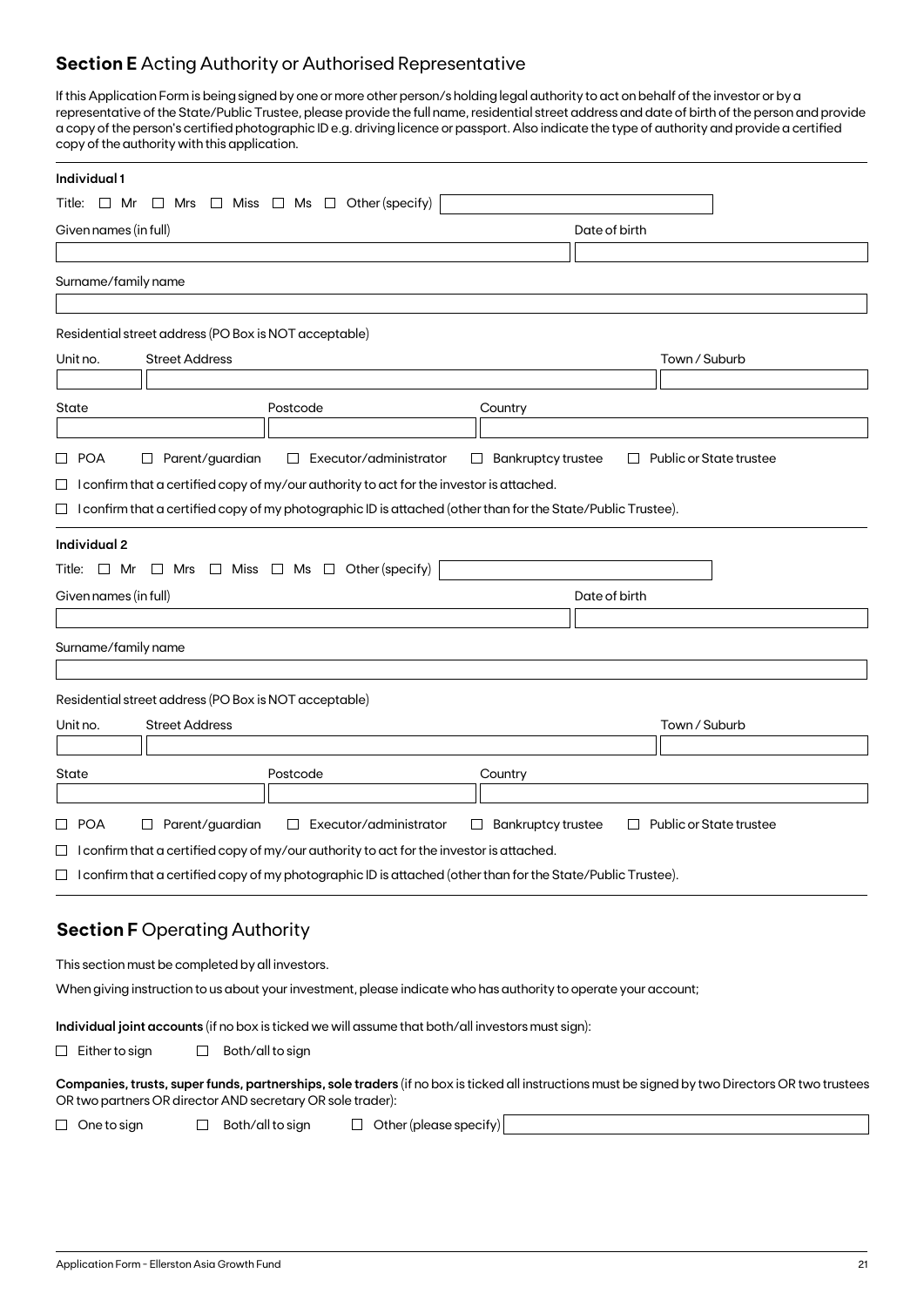## **Section E** Acting Authority or Authorised Representative

If this Application Form is being signed by one or more other person/s holding legal authority to act on behalf of the investor or by a representative of the State/Public Trustee, please provide the full name, residential street address and date of birth of the person and provide a copy of the person's certified photographic ID e.g. driving licence or passport. Also indicate the type of authority and provide a certified copy of the authority with this application.

**Individual 1**

Title: ☐ Mr ☐ Mrs ☐ Miss ☐ Ms ☐ Other (specify) \_\_\_\_\_\_\_\_\_\_

Given names (in full) \_\_\_\_\_\_\_\_\_\_ Date of birth \_\_\_\_\_\_\_\_\_\_

Surname/family name \_\_\_\_\_\_\_\_\_\_

Residential street address (PO Box is NOT acceptable)

Unit no. \_\_\_\_\_ Street Address \_\_\_\_\_\_\_\_\_\_ Town / Suburb \_\_\_\_\_\_\_\_\_\_

State \_\_\_\_\_ Postcode \_\_\_\_\_ Country \_\_\_\_\_\_\_\_\_\_

☐ POA ☐ Parent/guardian ☐ Executor/administrator ☐ Bankruptcy trustee ☐ Public or State trustee

☐ I confirm that a certified copy of my/our authority to act for the investor is attached.

☐ I confirm that a certified copy of my photographic ID is attached (other than for the State/Public Trustee).

**Individual 2**

Title: ☐ Mr ☐ Mrs ☐ Miss ☐ Ms ☐ Other (specify) \_\_\_\_\_\_\_\_\_\_

Given names (in full) \_\_\_\_\_\_\_\_\_\_ Date of birth \_\_\_\_\_\_\_\_\_\_

Surname/family name \_\_\_\_\_\_\_\_\_\_

Residential street address (PO Box is NOT acceptable)

Unit no. \_\_\_\_\_ Street Address \_\_\_\_\_\_\_\_\_\_ Town / Suburb \_\_\_\_\_\_\_\_\_\_

State \_\_\_\_\_ Postcode \_\_\_\_\_ Country \_\_\_\_\_\_\_\_\_\_

☐ POA ☐ Parent/guardian ☐ Executor/administrator ☐ Bankruptcy trustee ☐ Public or State trustee

☐ I confirm that a certified copy of my/our authority to act for the investor is attached.

☐ I confirm that a certified copy of my photographic ID is attached (other than for the State/Public Trustee).

## **Section F** Operating Authority

This section must be completed by all investors.

When giving instruction to us about your investment, please indicate who has authority to operate your account;

**Individual joint accounts** (if no box is ticked we will assume that both/all investors must sign):

☐ Either to sign ☐ Both/all to sign

**Companies, trusts, super funds, partnerships, sole traders** (if no box is ticked all instructions must be signed by two Directors OR two trustees OR two partners OR director AND secretary OR sole trader):

☐ One to sign ☐ Both/all to sign ☐ Other (please specify) \_\_\_\_\_\_\_\_\_\_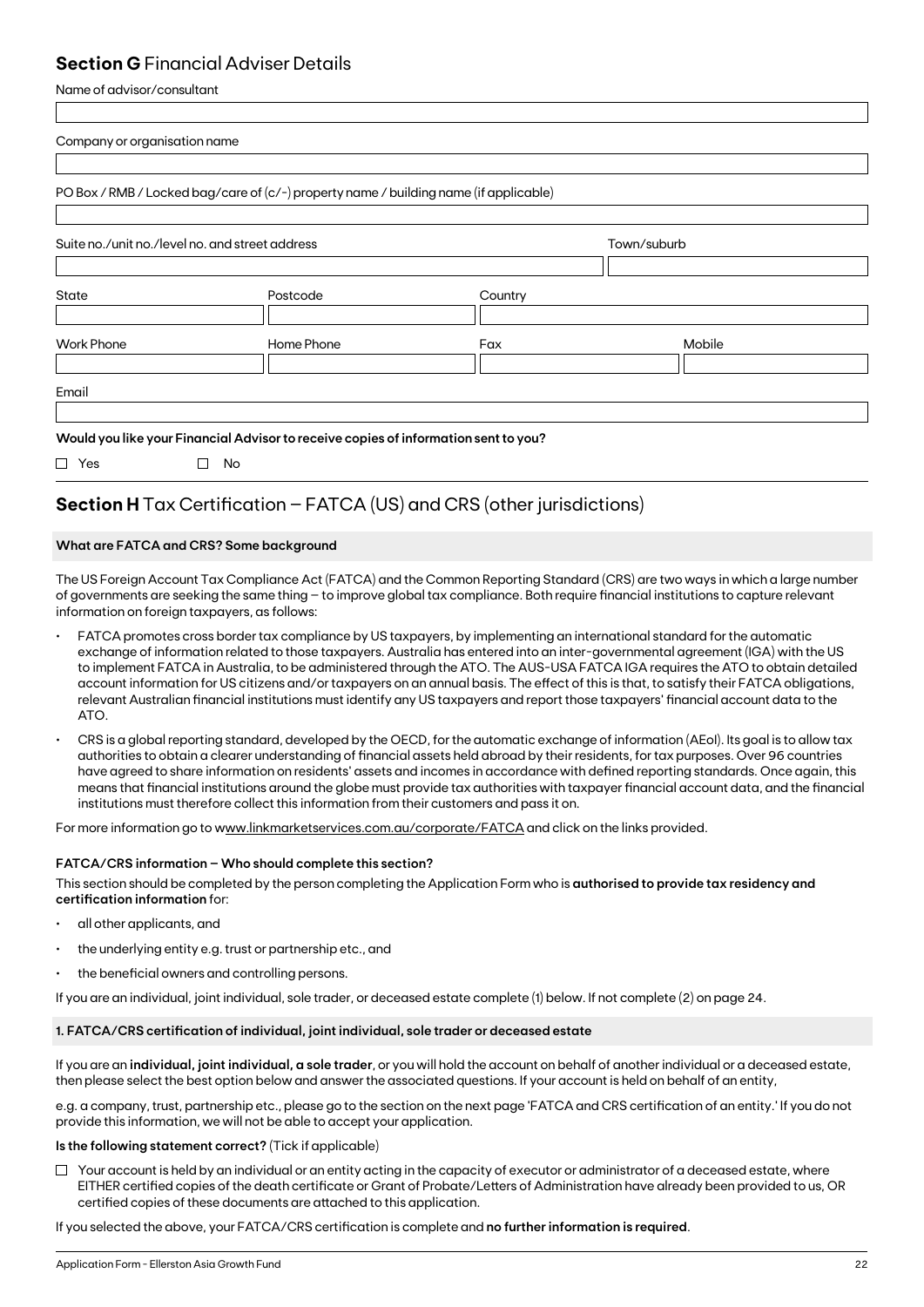## **Section G** Financial Adviser Details

Name of advisor/consultant

Company or organisation name

PO Box / RMB / Locked bag/care of (c/-) property name / building name (if applicable)

Suite no./unit no./level no. and street address

Town/suburb

State

Postcode

Country

Work Phone

Home Phone

Fax

Mobile

Email

**Would you like your Financial Advisor to receive copies of information sent to you?**

☐ Yes ☐ No

## **Section H** Tax Certification – FATCA (US) and CRS (other jurisdictions)

**What are FATCA and CRS? Some background**

The US Foreign Account Tax Compliance Act (FATCA) and the Common Reporting Standard (CRS) are two ways in which a large number of governments are seeking the same thing – to improve global tax compliance. Both require financial institutions to capture relevant information on foreign taxpayers, as follows:

- FATCA promotes cross border tax compliance by US taxpayers, by implementing an international standard for the automatic exchange of information related to those taxpayers. Australia has entered into an inter-governmental agreement (IGA) with the US to implement FATCA in Australia, to be administered through the ATO. The AUS-USA FATCA IGA requires the ATO to obtain detailed account information for US citizens and/or taxpayers on an annual basis. The effect of this is that, to satisfy their FATCA obligations, relevant Australian financial institutions must identify any US taxpayers and report those taxpayers' financial account data to the ATO.
- CRS is a global reporting standard, developed by the OECD, for the automatic exchange of information (AEoI). Its goal is to allow tax authorities to obtain a clearer understanding of financial assets held abroad by their residents, for tax purposes. Over 96 countries have agreed to share information on residents' assets and incomes in accordance with defined reporting standards. Once again, this means that financial institutions around the globe must provide tax authorities with taxpayer financial account data, and the financial institutions must therefore collect this information from their customers and pass it on.

For more information go to www.linkmarketservices.com.au/corporate/FATCA and click on the links provided.

**FATCA/CRS information – Who should complete this section?**

This section should be completed by the person completing the Application Form who is **authorised to provide tax residency and certification information** for:

- all other applicants, and
- the underlying entity e.g. trust or partnership etc., and
- the beneficial owners and controlling persons.

If you are an individual, joint individual, sole trader, or deceased estate complete (1) below. If not complete (2) on page 24.

**1. FATCA/CRS certification of individual, joint individual, sole trader or deceased estate**

If you are an **individual, joint individual, a sole trader**, or you will hold the account on behalf of another individual or a deceased estate, then please select the best option below and answer the associated questions. If your account is held on behalf of an entity,

e.g. a company, trust, partnership etc., please go to the section on the next page 'FATCA and CRS certification of an entity.' If you do not provide this information, we will not be able to accept your application.

**Is the following statement correct?** (Tick if applicable)

☐ Your account is held by an individual or an entity acting in the capacity of executor or administrator of a deceased estate, where EITHER certified copies of the death certificate or Grant of Probate/Letters of Administration have already been provided to us, OR certified copies of these documents are attached to this application.

If you selected the above, your FATCA/CRS certification is complete and **no further information is required**.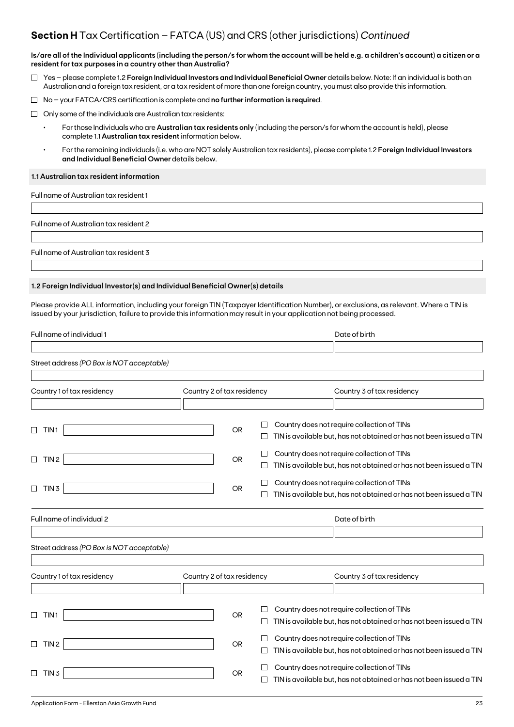## **Section H** Tax Certification – FATCA (US) and CRS (other jurisdictions) *Continued*

**Is/are all of the Individual applicants (including the person/s for whom the account will be held e.g. a children's account) a citizen or a resident for tax purposes in a country other than Australia?**

☐ Yes – please complete 1.2 **Foreign Individual Investors and Individual Beneficial Owner** details below. Note: If an individual is both an Australian and a foreign tax resident, or a tax resident of more than one foreign country, you must also provide this information.

☐ No – your FATCA/CRS certification is complete and **no further information is require**d.

☐ Only some of the individuals are Australian tax residents:

- For those Individuals who are **Australian tax residents only** (including the person/s for whom the account is held), please complete 1.1 **Australian tax resident** information below.
- For the remaining individuals (i.e. who are NOT solely Australian tax residents), please complete 1.2 **Foreign Individual Investors and Individual Beneficial Owner** details below.

**1.1 Australian tax resident information**

Full name of Australian tax resident 1

Full name of Australian tax resident 2

Full name of Australian tax resident 3

**1.2 Foreign Individual Investor(s) and Individual Beneficial Owner(s) details**

Please provide ALL information, including your foreign TIN (Taxpayer Identification Number), or exclusions, as relevant. Where a TIN is issued by your jurisdiction, failure to provide this information may result in your application not being processed.

Full name of individual 1

Date of birth

Street address *(PO Box is NOT acceptable)*

| Country 1 of tax residency | Country 2 of tax residency | Country 3 of tax residency |
|---|---|---|
| | | |

☐ TIN 1 ______ OR ☐ Country does not require collection of TINs ☐ TIN is available but, has not obtained or has not been issued a TIN

☐ TIN 2 ______ OR ☐ Country does not require collection of TINs ☐ TIN is available but, has not obtained or has not been issued a TIN

☐ TIN 3 ______ OR ☐ Country does not require collection of TINs ☐ TIN is available but, has not obtained or has not been issued a TIN

Full name of individual 2

Date of birth

Street address *(PO Box is NOT acceptable)*

| Country 1 of tax residency | Country 2 of tax residency | Country 3 of tax residency |
|---|---|---|
| | | |

☐ TIN 1 ______ OR ☐ Country does not require collection of TINs ☐ TIN is available but, has not obtained or has not been issued a TIN

☐ TIN 2 ______ OR ☐ Country does not require collection of TINs ☐ TIN is available but, has not obtained or has not been issued a TIN

☐ TIN 3 ______ OR ☐ Country does not require collection of TINs ☐ TIN is available but, has not obtained or has not been issued a TIN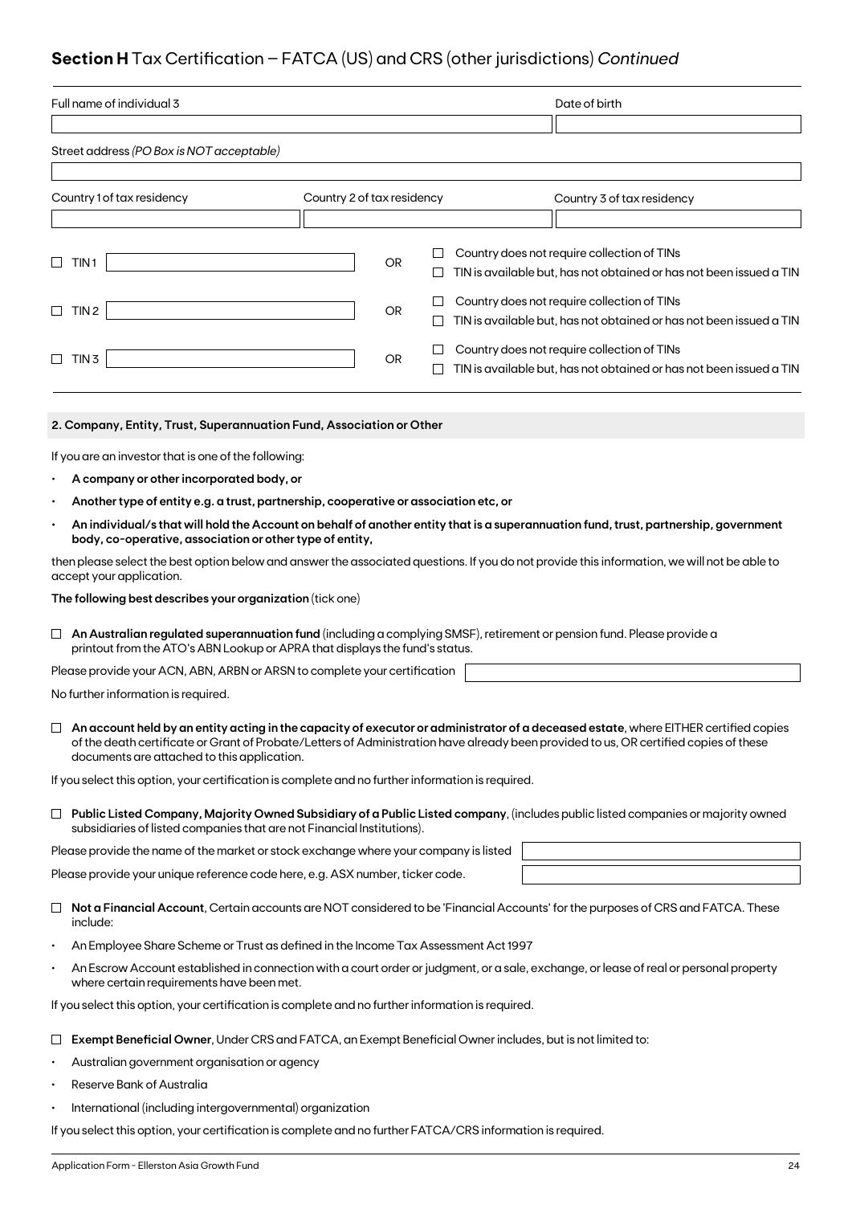## **Section H** Tax Certification – FATCA (US) and CRS (other jurisdictions) *Continued*

| Full name of individual 3 | Date of birth |
|---|---|
| | |

Street address *(PO Box is NOT acceptable)*

| Country 1 of tax residency | Country 2 of tax residency | Country 3 of tax residency |
|---|---|---|
| | | |

☐ TIN 1 ____________ OR ☐ Country does not require collection of TINs
☐ TIN is available but, has not obtained or has not been issued a TIN

☐ TIN 2 ____________ OR ☐ Country does not require collection of TINs
☐ TIN is available but, has not obtained or has not been issued a TIN

☐ TIN 3 ____________ OR ☐ Country does not require collection of TINs
☐ TIN is available but, has not obtained or has not been issued a TIN

### 2. Company, Entity, Trust, Superannuation Fund, Association or Other

If you are an investor that is one of the following:

- **A company or other incorporated body, or**
- **Another type of entity e.g. a trust, partnership, cooperative or association etc, or**
- **An individual/s that will hold the Account on behalf of another entity that is a superannuation fund, trust, partnership, government body, co-operative, association or other type of entity,**

then please select the best option below and answer the associated questions. If you do not provide this information, we will not be able to accept your application.

**The following best describes your organization** (tick one)

☐ **An Australian regulated superannuation fund** (including a complying SMSF), retirement or pension fund. Please provide a printout from the ATO's ABN Lookup or APRA that displays the fund's status.

Please provide your ACN, ABN, ARBN or ARSN to complete your certification ____________

No further information is required.

☐ **An account held by an entity acting in the capacity of executor or administrator of a deceased estate**, where EITHER certified copies of the death certificate or Grant of Probate/Letters of Administration have already been provided to us, OR certified copies of these documents are attached to this application.

If you select this option, your certification is complete and no further information is required.

☐ **Public Listed Company, Majority Owned Subsidiary of a Public Listed company**, (includes public listed companies or majority owned subsidiaries of listed companies that are not Financial Institutions).

Please provide the name of the market or stock exchange where your company is listed ____________

Please provide your unique reference code here, e.g. ASX number, ticker code. ____________

☐ **Not a Financial Account**, Certain accounts are NOT considered to be 'Financial Accounts' for the purposes of CRS and FATCA. These include:

- An Employee Share Scheme or Trust as defined in the Income Tax Assessment Act 1997
- An Escrow Account established in connection with a court order or judgment, or a sale, exchange, or lease of real or personal property where certain requirements have been met.

If you select this option, your certification is complete and no further information is required.

☐ **Exempt Beneficial Owner**, Under CRS and FATCA, an Exempt Beneficial Owner includes, but is not limited to:

- Australian government organisation or agency
- Reserve Bank of Australia
- International (including intergovernmental) organization

If you select this option, your certification is complete and no further FATCA/CRS information is required.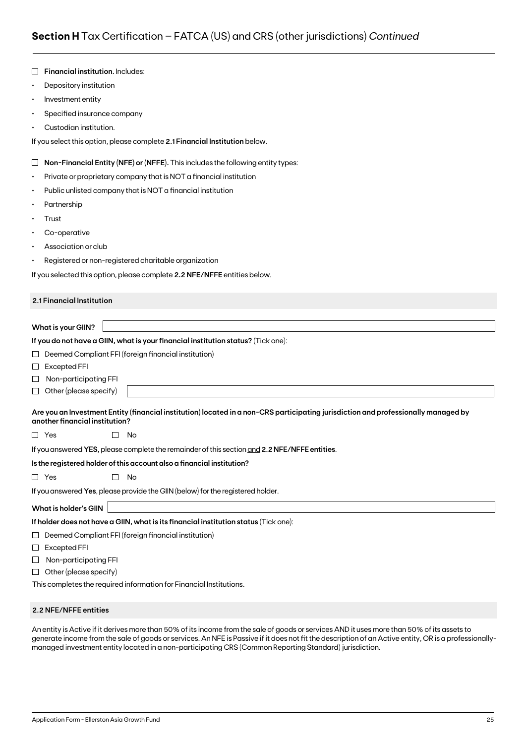## **Section H** Tax Certification – FATCA (US) and CRS (other jurisdictions) *Continued*

☐ **Financial institution.** Includes:

- Depository institution
- Investment entity
- Specified insurance company
- Custodian institution.

If you select this option, please complete **2.1 Financial Institution** below.

☐ **Non-Financial Entity (NFE) or (NFFE).** This includes the following entity types:

- Private or proprietary company that is NOT a financial institution
- Public unlisted company that is NOT a financial institution
- Partnership
- Trust
- Co-operative
- Association or club
- Registered or non-registered charitable organization

If you selected this option, please complete **2.2 NFE/NFFE** entities below.

### 2.1 Financial Institution

**What is your GIIN?** ______________________

**If you do not have a GIIN, what is your financial institution status?** (Tick one):

☐ Deemed Compliant FFI (foreign financial institution)

☐ Excepted FFI

☐ Non-participating FFI

☐ Other (please specify) ______________________

**Are you an Investment Entity (financial institution) located in a non-CRS participating jurisdiction and professionally managed by another financial institution?**

☐ Yes ☐ No

If you answered **YES,** please complete the remainder of this section and **2.2 NFE/NFFE entities**.

**Is the registered holder of this account also a financial institution?**

☐ Yes ☐ No

If you answered **Yes**, please provide the GIIN (below) for the registered holder.

**What is holder's GIIN** ______________________

**If holder does not have a GIIN, what is its financial institution status** (Tick one):

☐ Deemed Compliant FFI (foreign financial institution)

☐ Excepted FFI

☐ Non-participating FFI

☐ Other (please specify)

This completes the required information for Financial Institutions.

### 2.2 NFE/NFFE entities

An entity is Active if it derives more than 50% of its income from the sale of goods or services AND it uses more than 50% of its assets to generate income from the sale of goods or services. An NFE is Passive if it does not fit the description of an Active entity, OR is a professionally-managed investment entity located in a non-participating CRS (Common Reporting Standard) jurisdiction.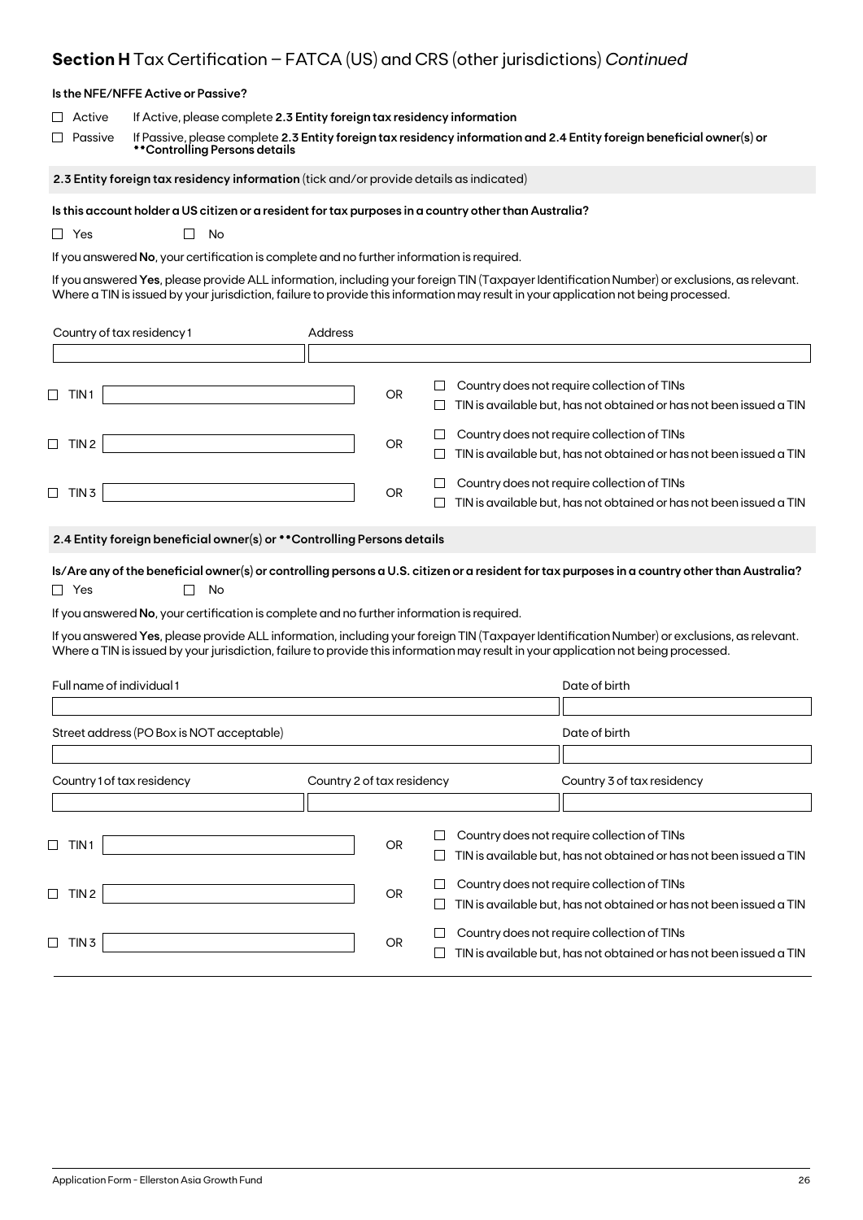## **Section H** Tax Certification – FATCA (US) and CRS (other jurisdictions) *Continued*

**Is the NFE/NFFE Active or Passive?**

☐ Active — If Active, please complete **2.3 Entity foreign tax residency information**

☐ Passive — If Passive, please complete **2.3 Entity foreign tax residency information and 2.4 Entity foreign beneficial owner(s) or \*\*Controlling Persons details**

### **2.3 Entity foreign tax residency information** (tick and/or provide details as indicated)

**Is this account holder a US citizen or a resident for tax purposes in a country other than Australia?**

☐ Yes ☐ No

If you answered **No**, your certification is complete and no further information is required.

If you answered **Yes**, please provide ALL information, including your foreign TIN (Taxpayer Identification Number) or exclusions, as relevant. Where a TIN is issued by your jurisdiction, failure to provide this information may result in your application not being processed.

| Country of tax residency 1 | Address |
|---|---|
| | |

☐ TIN 1 \_\_\_\_\_\_\_\_\_\_ OR ☐ Country does not require collection of TINs ☐ TIN is available but, has not obtained or has not been issued a TIN

☐ TIN 2 \_\_\_\_\_\_\_\_\_\_ OR ☐ Country does not require collection of TINs ☐ TIN is available but, has not obtained or has not been issued a TIN

☐ TIN 3 \_\_\_\_\_\_\_\_\_\_ OR ☐ Country does not require collection of TINs ☐ TIN is available but, has not obtained or has not been issued a TIN

### **2.4 Entity foreign beneficial owner(s) or \*\*Controlling Persons details**

**Is/Are any of the beneficial owner(s) or controlling persons a U.S. citizen or a resident for tax purposes in a country other than Australia?**

☐ Yes ☐ No

If you answered **No**, your certification is complete and no further information is required.

If you answered **Yes**, please provide ALL information, including your foreign TIN (Taxpayer Identification Number) or exclusions, as relevant. Where a TIN is issued by your jurisdiction, failure to provide this information may result in your application not being processed.

| Full name of individual 1 | Date of birth |
|---|---|
| | |
| **Street address (PO Box is NOT acceptable)** | **Date of birth** |
| | |

| Country 1 of tax residency | Country 2 of tax residency | Country 3 of tax residency |
|---|---|---|
| | | |

☐ TIN 1 \_\_\_\_\_\_\_\_\_\_ OR ☐ Country does not require collection of TINs ☐ TIN is available but, has not obtained or has not been issued a TIN

☐ TIN 2 \_\_\_\_\_\_\_\_\_\_ OR ☐ Country does not require collection of TINs ☐ TIN is available but, has not obtained or has not been issued a TIN

☐ TIN 3 \_\_\_\_\_\_\_\_\_\_ OR ☐ Country does not require collection of TINs ☐ TIN is available but, has not obtained or has not been issued a TIN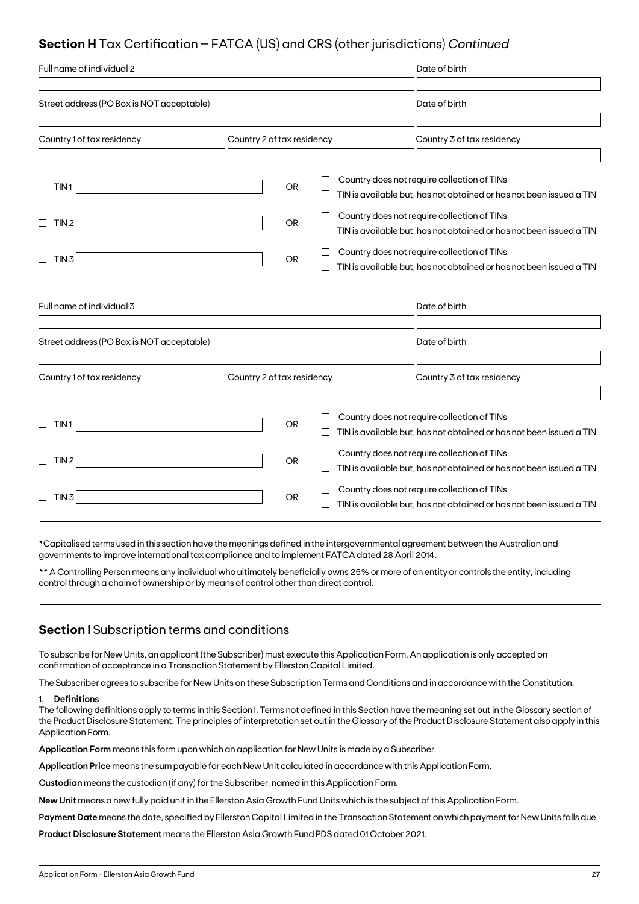## **Section H** Tax Certification – FATCA (US) and CRS (other jurisdictions) *Continued*

| Full name of individual 2 | | Date of birth |
|---|---|---|
| | | |
| Street address (PO Box is NOT acceptable) | | Date of birth |
| | | |
| Country 1 of tax residency | Country 2 of tax residency | Country 3 of tax residency |
| | | |

☐ TIN 1 ______ OR ☐ Country does not require collection of TINs ☐ TIN is available but, has not obtained or has not been issued a TIN

☐ TIN 2 ______ OR ☐ Country does not require collection of TINs ☐ TIN is available but, has not obtained or has not been issued a TIN

☐ TIN 3 ______ OR ☐ Country does not require collection of TINs ☐ TIN is available but, has not obtained or has not been issued a TIN

| Full name of individual 3 | | Date of birth |
|---|---|---|
| | | |
| Street address (PO Box is NOT acceptable) | | Date of birth |
| | | |
| Country 1 of tax residency | Country 2 of tax residency | Country 3 of tax residency |
| | | |

☐ TIN 1 ______ OR ☐ Country does not require collection of TINs ☐ TIN is available but, has not obtained or has not been issued a TIN

☐ TIN 2 ______ OR ☐ Country does not require collection of TINs ☐ TIN is available but, has not obtained or has not been issued a TIN

☐ TIN 3 ______ OR ☐ Country does not require collection of TINs ☐ TIN is available but, has not obtained or has not been issued a TIN

***** Capitalised terms used in this section have the meanings defined in the intergovernmental agreement between the Australian and governments to improve international tax compliance and to implement FATCA dated 28 April 2014.

****** A Controlling Person means any individual who ultimately beneficially owns 25% or more of an entity or controls the entity, including control through a chain of ownership or by means of control other than direct control.

## **Section I** Subscription terms and conditions

To subscribe for New Units, an applicant (the Subscriber) must execute this Application Form. An application is only accepted on confirmation of acceptance in a Transaction Statement by Ellerston Capital Limited.

The Subscriber agrees to subscribe for New Units on these Subscription Terms and Conditions and in accordance with the Constitution.

1. **Definitions**

The following definitions apply to terms in this Section I. Terms not defined in this Section have the meaning set out in the Glossary section of the Product Disclosure Statement. The principles of interpretation set out in the Glossary of the Product Disclosure Statement also apply in this Application Form.

**Application Form** means this form upon which an application for New Units is made by a Subscriber.

**Application Price** means the sum payable for each New Unit calculated in accordance with this Application Form.

**Custodian** means the custodian (if any) for the Subscriber, named in this Application Form.

**New Unit** means a new fully paid unit in the Ellerston Asia Growth Fund Units which is the subject of this Application Form.

**Payment Date** means the date, specified by Ellerston Capital Limited in the Transaction Statement on which payment for New Units falls due.

**Product Disclosure Statement** means the Ellerston Asia Growth Fund PDS dated 01 October 2021.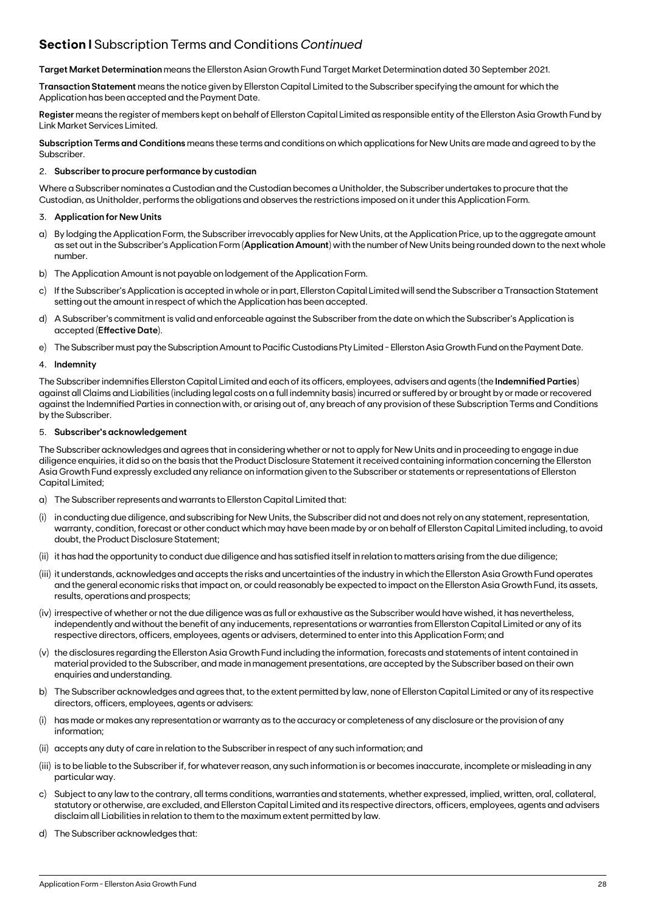## **Section I** Subscription Terms and Conditions *Continued*

**Target Market Determination** means the Ellerston Asian Growth Fund Target Market Determination dated 30 September 2021.

**Transaction Statement** means the notice given by Ellerston Capital Limited to the Subscriber specifying the amount for which the Application has been accepted and the Payment Date.

**Register** means the register of members kept on behalf of Ellerston Capital Limited as responsible entity of the Ellerston Asia Growth Fund by Link Market Services Limited.

**Subscription Terms and Conditions** means these terms and conditions on which applications for New Units are made and agreed to by the Subscriber.

2. **Subscriber to procure performance by custodian**

Where a Subscriber nominates a Custodian and the Custodian becomes a Unitholder, the Subscriber undertakes to procure that the Custodian, as Unitholder, performs the obligations and observes the restrictions imposed on it under this Application Form.

3. **Application for New Units**

a) By lodging the Application Form, the Subscriber irrevocably applies for New Units, at the Application Price, up to the aggregate amount as set out in the Subscriber's Application Form (**Application Amount**) with the number of New Units being rounded down to the next whole number.

b) The Application Amount is not payable on lodgement of the Application Form.

c) If the Subscriber's Application is accepted in whole or in part, Ellerston Capital Limited will send the Subscriber a Transaction Statement setting out the amount in respect of which the Application has been accepted.

d) A Subscriber's commitment is valid and enforceable against the Subscriber from the date on which the Subscriber's Application is accepted (**Effective Date**).

e) The Subscriber must pay the Subscription Amount to Pacific Custodians Pty Limited - Ellerston Asia Growth Fund on the Payment Date.

4. **Indemnity**

The Subscriber indemnifies Ellerston Capital Limited and each of its officers, employees, advisers and agents (the **Indemnified Parties**) against all Claims and Liabilities (including legal costs on a full indemnity basis) incurred or suffered by or brought by or made or recovered against the Indemnified Parties in connection with, or arising out of, any breach of any provision of these Subscription Terms and Conditions by the Subscriber.

5. **Subscriber's acknowledgement**

The Subscriber acknowledges and agrees that in considering whether or not to apply for New Units and in proceeding to engage in due diligence enquiries, it did so on the basis that the Product Disclosure Statement it received containing information concerning the Ellerston Asia Growth Fund expressly excluded any reliance on information given to the Subscriber or statements or representations of Ellerston Capital Limited;

a) The Subscriber represents and warrants to Ellerston Capital Limited that:

(i) in conducting due diligence, and subscribing for New Units, the Subscriber did not and does not rely on any statement, representation, warranty, condition, forecast or other conduct which may have been made by or on behalf of Ellerston Capital Limited including, to avoid doubt, the Product Disclosure Statement;

(ii) it has had the opportunity to conduct due diligence and has satisfied itself in relation to matters arising from the due diligence;

(iii) it understands, acknowledges and accepts the risks and uncertainties of the industry in which the Ellerston Asia Growth Fund operates and the general economic risks that impact on, or could reasonably be expected to impact on the Ellerston Asia Growth Fund, its assets, results, operations and prospects;

(iv) irrespective of whether or not the due diligence was as full or exhaustive as the Subscriber would have wished, it has nevertheless, independently and without the benefit of any inducements, representations or warranties from Ellerston Capital Limited or any of its respective directors, officers, employees, agents or advisers, determined to enter into this Application Form; and

(v) the disclosures regarding the Ellerston Asia Growth Fund including the information, forecasts and statements of intent contained in material provided to the Subscriber, and made in management presentations, are accepted by the Subscriber based on their own enquiries and understanding.

b) The Subscriber acknowledges and agrees that, to the extent permitted by law, none of Ellerston Capital Limited or any of its respective directors, officers, employees, agents or advisers:

(i) has made or makes any representation or warranty as to the accuracy or completeness of any disclosure or the provision of any information;

(ii) accepts any duty of care in relation to the Subscriber in respect of any such information; and

(iii) is to be liable to the Subscriber if, for whatever reason, any such information is or becomes inaccurate, incomplete or misleading in any particular way.

c) Subject to any law to the contrary, all terms conditions, warranties and statements, whether expressed, implied, written, oral, collateral, statutory or otherwise, are excluded, and Ellerston Capital Limited and its respective directors, officers, employees, agents and advisers disclaim all Liabilities in relation to them to the maximum extent permitted by law.

d) The Subscriber acknowledges that: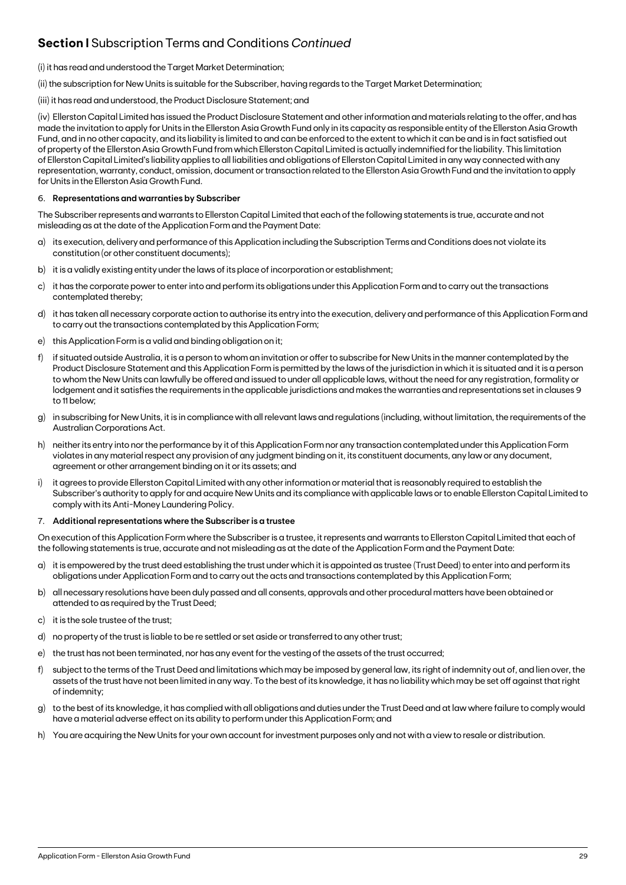## **Section I** Subscription Terms and Conditions *Continued*

(i) it has read and understood the Target Market Determination;

(ii) the subscription for New Units is suitable for the Subscriber, having regards to the Target Market Determination;

(iii) it has read and understood, the Product Disclosure Statement; and

(iv) Ellerston Capital Limited has issued the Product Disclosure Statement and other information and materials relating to the offer, and has made the invitation to apply for Units in the Ellerston Asia Growth Fund only in its capacity as responsible entity of the Ellerston Asia Growth Fund, and in no other capacity, and its liability is limited to and can be enforced to the extent to which it can be and is in fact satisfied out of property of the Ellerston Asia Growth Fund from which Ellerston Capital Limited is actually indemnified for the liability. This limitation of Ellerston Capital Limited's liability applies to all liabilities and obligations of Ellerston Capital Limited in any way connected with any representation, warranty, conduct, omission, document or transaction related to the Ellerston Asia Growth Fund and the invitation to apply for Units in the Ellerston Asia Growth Fund.

6. **Representations and warranties by Subscriber**

The Subscriber represents and warrants to Ellerston Capital Limited that each of the following statements is true, accurate and not misleading as at the date of the Application Form and the Payment Date:

a) its execution, delivery and performance of this Application including the Subscription Terms and Conditions does not violate its constitution (or other constituent documents);

b) it is a validly existing entity under the laws of its place of incorporation or establishment;

c) it has the corporate power to enter into and perform its obligations under this Application Form and to carry out the transactions contemplated thereby;

d) it has taken all necessary corporate action to authorise its entry into the execution, delivery and performance of this Application Form and to carry out the transactions contemplated by this Application Form;

e) this Application Form is a valid and binding obligation on it;

f) if situated outside Australia, it is a person to whom an invitation or offer to subscribe for New Units in the manner contemplated by the Product Disclosure Statement and this Application Form is permitted by the laws of the jurisdiction in which it is situated and it is a person to whom the New Units can lawfully be offered and issued to under all applicable laws, without the need for any registration, formality or lodgement and it satisfies the requirements in the applicable jurisdictions and makes the warranties and representations set in clauses 9 to 11 below;

g) in subscribing for New Units, it is in compliance with all relevant laws and regulations (including, without limitation, the requirements of the Australian Corporations Act.

h) neither its entry into nor the performance by it of this Application Form nor any transaction contemplated under this Application Form violates in any material respect any provision of any judgment binding on it, its constituent documents, any law or any document, agreement or other arrangement binding on it or its assets; and

i) it agrees to provide Ellerston Capital Limited with any other information or material that is reasonably required to establish the Subscriber's authority to apply for and acquire New Units and its compliance with applicable laws or to enable Ellerston Capital Limited to comply with its Anti-Money Laundering Policy.

7. **Additional representations where the Subscriber is a trustee**

On execution of this Application Form where the Subscriber is a trustee, it represents and warrants to Ellerston Capital Limited that each of the following statements is true, accurate and not misleading as at the date of the Application Form and the Payment Date:

a) it is empowered by the trust deed establishing the trust under which it is appointed as trustee (Trust Deed) to enter into and perform its obligations under Application Form and to carry out the acts and transactions contemplated by this Application Form;

b) all necessary resolutions have been duly passed and all consents, approvals and other procedural matters have been obtained or attended to as required by the Trust Deed;

c) it is the sole trustee of the trust;

d) no property of the trust is liable to be re settled or set aside or transferred to any other trust;

e) the trust has not been terminated, nor has any event for the vesting of the assets of the trust occurred;

f) subject to the terms of the Trust Deed and limitations which may be imposed by general law, its right of indemnity out of, and lien over, the assets of the trust have not been limited in any way. To the best of its knowledge, it has no liability which may be set off against that right of indemnity;

g) to the best of its knowledge, it has complied with all obligations and duties under the Trust Deed and at law where failure to comply would have a material adverse effect on its ability to perform under this Application Form; and

h) You are acquiring the New Units for your own account for investment purposes only and not with a view to resale or distribution.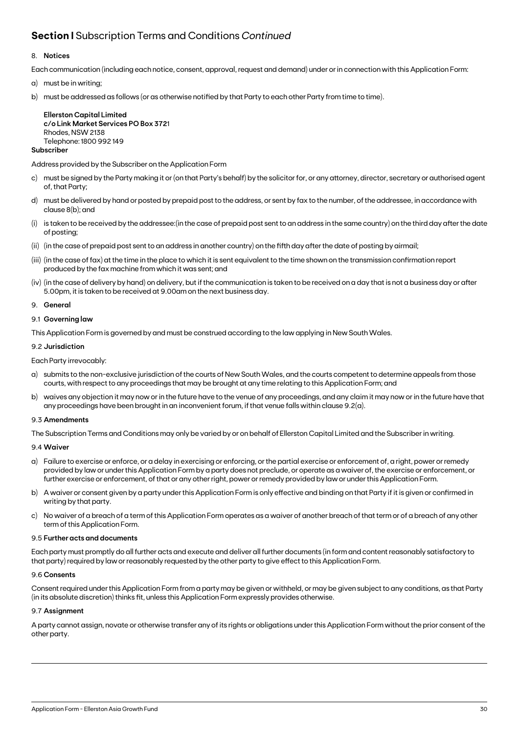## **Section I** Subscription Terms and Conditions *Continued*

8. **Notices**

Each communication (including each notice, consent, approval, request and demand) under or in connection with this Application Form:

a) must be in writing;

b) must be addressed as follows (or as otherwise notified by that Party to each other Party from time to time).

**Ellerston Capital Limited**
**c/o Link Market Services PO Box 372**1
Rhodes, NSW 2138
Telephone: 1800 992 149

**Subscriber**

Address provided by the Subscriber on the Application Form

c) must be signed by the Party making it or (on that Party's behalf) by the solicitor for, or any attorney, director, secretary or authorised agent of, that Party;

d) must be delivered by hand or posted by prepaid post to the address, or sent by fax to the number, of the addressee, in accordance with clause 8(b); and

(i) is taken to be received by the addressee:(in the case of prepaid post sent to an address in the same country) on the third day after the date of posting;

(ii) (in the case of prepaid post sent to an address in another country) on the fifth day after the date of posting by airmail;

(iii) (in the case of fax) at the time in the place to which it is sent equivalent to the time shown on the transmission confirmation report produced by the fax machine from which it was sent; and

(iv) (in the case of delivery by hand) on delivery, but if the communication is taken to be received on a day that is not a business day or after 5.00pm, it is taken to be received at 9.00am on the next business day.

9. **General**

9.1 **Governing law**

This Application Form is governed by and must be construed according to the law applying in New South Wales.

9.2 **Jurisdiction**

Each Party irrevocably:

a) submits to the non-exclusive jurisdiction of the courts of New South Wales, and the courts competent to determine appeals from those courts, with respect to any proceedings that may be brought at any time relating to this Application Form; and

b) waives any objection it may now or in the future have to the venue of any proceedings, and any claim it may now or in the future have that any proceedings have been brought in an inconvenient forum, if that venue falls within clause 9.2(a).

9.3 **Amendments**

The Subscription Terms and Conditions may only be varied by or on behalf of Ellerston Capital Limited and the Subscriber in writing.

9.4 **Waiver**

a) Failure to exercise or enforce, or a delay in exercising or enforcing, or the partial exercise or enforcement of, a right, power or remedy provided by law or under this Application Form by a party does not preclude, or operate as a waiver of, the exercise or enforcement, or further exercise or enforcement, of that or any other right, power or remedy provided by law or under this Application Form.

b) A waiver or consent given by a party under this Application Form is only effective and binding on that Party if it is given or confirmed in writing by that party.

c) No waiver of a breach of a term of this Application Form operates as a waiver of another breach of that term or of a breach of any other term of this Application Form.

9.5 **Further acts and documents**

Each party must promptly do all further acts and execute and deliver all further documents (in form and content reasonably satisfactory to that party) required by law or reasonably requested by the other party to give effect to this Application Form.

9.6 **Consents**

Consent required under this Application Form from a party may be given or withheld, or may be given subject to any conditions, as that Party (in its absolute discretion) thinks fit, unless this Application Form expressly provides otherwise.

9.7 **Assignment**

A party cannot assign, novate or otherwise transfer any of its rights or obligations under this Application Form without the prior consent of the other party.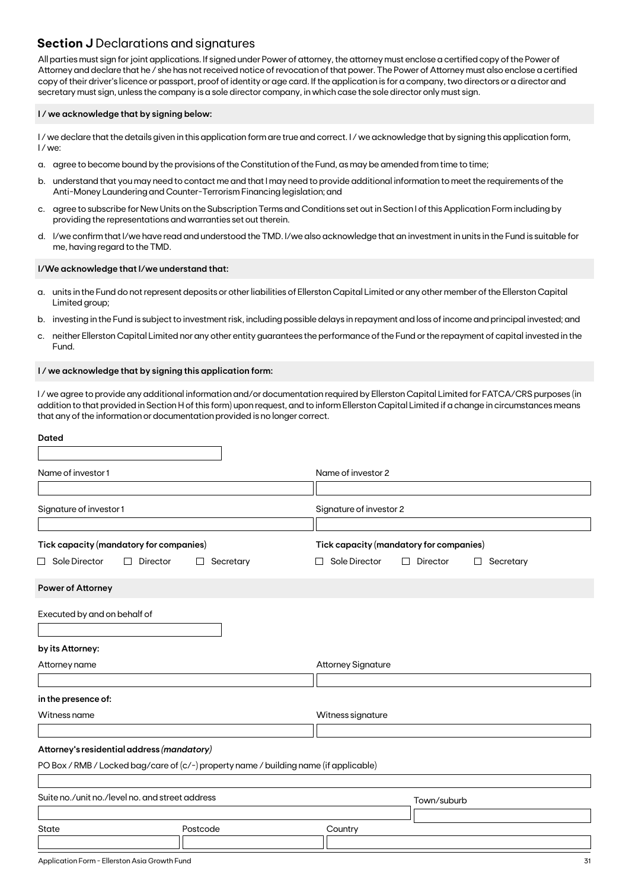## **Section J** Declarations and signatures

All parties must sign for joint applications. If signed under Power of attorney, the attorney must enclose a certified copy of the Power of Attorney and declare that he / she has not received notice of revocation of that power. The Power of Attorney must also enclose a certified copy of their driver's licence or passport, proof of identity or age card. If the application is for a company, two directors or a director and secretary must sign, unless the company is a sole director company, in which case the sole director only must sign.

**I / we acknowledge that by signing below:**

I / we declare that the details given in this application form are true and correct. I / we acknowledge that by signing this application form, I / we:

a. agree to become bound by the provisions of the Constitution of the Fund, as may be amended from time to time;

b. understand that you may need to contact me and that I may need to provide additional information to meet the requirements of the Anti-Money Laundering and Counter-Terrorism Financing legislation; and

c. agree to subscribe for New Units on the Subscription Terms and Conditions set out in Section I of this Application Form including by providing the representations and warranties set out therein.

d. I/we confirm that I/we have read and understood the TMD. I/we also acknowledge that an investment in units in the Fund is suitable for me, having regard to the TMD.

**I/We acknowledge that I/we understand that:**

a. units in the Fund do not represent deposits or other liabilities of Ellerston Capital Limited or any other member of the Ellerston Capital Limited group;

b. investing in the Fund is subject to investment risk, including possible delays in repayment and loss of income and principal invested; and

c. neither Ellerston Capital Limited nor any other entity guarantees the performance of the Fund or the repayment of capital invested in the Fund.

**I / we acknowledge that by signing this application form:**

I / we agree to provide any additional information and/or documentation required by Ellerston Capital Limited for FATCA/CRS purposes (in addition to that provided in Section H of this form) upon request, and to inform Ellerston Capital Limited if a change in circumstances means that any of the information or documentation provided is no longer correct.

**Dated**

| Name of investor 1 | Name of investor 2 |
|---|---|
| | |
| **Signature of investor 1** | **Signature of investor 2** |
| | |
| **Tick capacity (mandatory for companies)** | **Tick capacity (mandatory for companies)** |
| ☐ Sole Director ☐ Director ☐ Secretary | ☐ Sole Director ☐ Director ☐ Secretary |

**Power of Attorney**

Executed by and on behalf of

**by its Attorney:**

| Attorney name | Attorney Signature |
|---|---|
| | |

**in the presence of:**

| Witness name | Witness signature |
|---|---|
| | |

**Attorney's residential address *(mandatory)***

PO Box / RMB / Locked bag/care of (c/-) property name / building name (if applicable)

| Suite no./unit no./level no. and street address | Town/suburb |
|---|---|
| | |

| State | Postcode | Country |
|---|---|---|
| | | |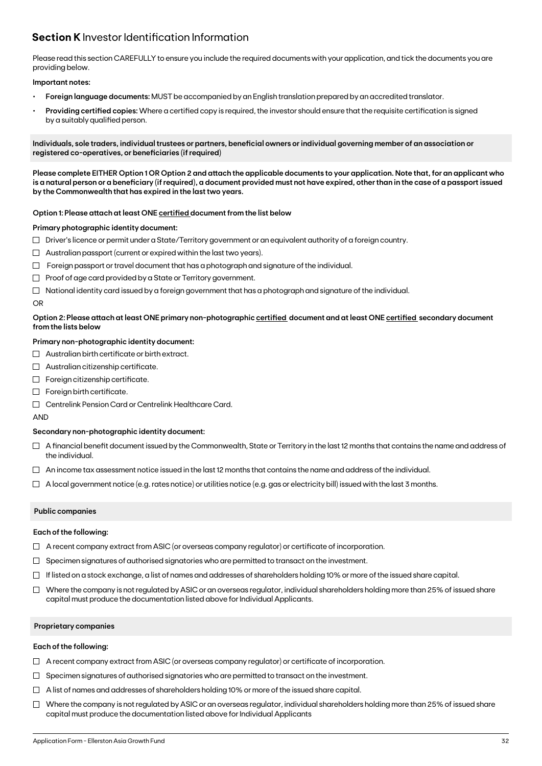## **Section K** Investor Identification Information

Please read this section CAREFULLY to ensure you include the required documents with your application, and tick the documents you are providing below.

**Important notes:**

- **Foreign language documents:** MUST be accompanied by an English translation prepared by an accredited translator.
- **Providing certified copies:** Where a certified copy is required, the investor should ensure that the requisite certification is signed by a suitably qualified person.

**Individuals, sole traders, individual trustees or partners, beneficial owners or individual governing member of an association or registered co-operatives, or beneficiaries (if required)**

**Please complete EITHER Option 1 OR Option 2 and attach the applicable documents to your application. Note that, for an applicant who is a natural person or a beneficiary (if required), a document provided must not have expired, other than in the case of a passport issued by the Commonwealth that has expired in the last two years.**

**Option 1: Please attach at least ONE certified document from the list below**

**Primary photographic identity document:**

- ☐ Driver's licence or permit under a State/Territory government or an equivalent authority of a foreign country.
- ☐ Australian passport (current or expired within the last two years).
- ☐ Foreign passport or travel document that has a photograph and signature of the individual.
- ☐ Proof of age card provided by a State or Territory government.
- ☐ National identity card issued by a foreign government that has a photograph and signature of the individual.

OR

**Option 2: Please attach at least ONE primary non-photographic certified document and at least ONE certified secondary document from the lists below**

**Primary non-photographic identity document:**

- ☐ Australian birth certificate or birth extract.
- ☐ Australian citizenship certificate.
- ☐ Foreign citizenship certificate.
- ☐ Foreign birth certificate.
- ☐ Centrelink Pension Card or Centrelink Healthcare Card.

AND

**Secondary non-photographic identity document:**

- ☐ A financial benefit document issued by the Commonwealth, State or Territory in the last 12 months that contains the name and address of the individual.
- ☐ An income tax assessment notice issued in the last 12 months that contains the name and address of the individual.
- ☐ A local government notice (e.g. rates notice) or utilities notice (e.g. gas or electricity bill) issued with the last 3 months.

**Public companies**

**Each of the following:**

- ☐ A recent company extract from ASIC (or overseas company regulator) or certificate of incorporation.
- ☐ Specimen signatures of authorised signatories who are permitted to transact on the investment.
- ☐ If listed on a stock exchange, a list of names and addresses of shareholders holding 10% or more of the issued share capital.
- ☐ Where the company is not regulated by ASIC or an overseas regulator, individual shareholders holding more than 25% of issued share capital must produce the documentation listed above for Individual Applicants.

**Proprietary companies**

**Each of the following:**

- ☐ A recent company extract from ASIC (or overseas company regulator) or certificate of incorporation.
- ☐ Specimen signatures of authorised signatories who are permitted to transact on the investment.
- ☐ A list of names and addresses of shareholders holding 10% or more of the issued share capital.
- ☐ Where the company is not regulated by ASIC or an overseas regulator, individual shareholders holding more than 25% of issued share capital must produce the documentation listed above for Individual Applicants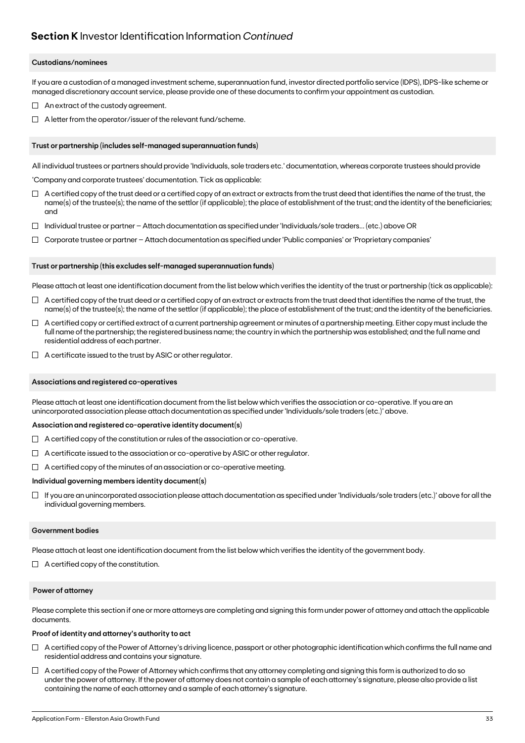## **Section K** Investor Identification Information *Continued*

### Custodians/nominees

If you are a custodian of a managed investment scheme, superannuation fund, investor directed portfolio service (IDPS), IDPS-like scheme or managed discretionary account service, please provide one of these documents to confirm your appointment as custodian.

- ☐ An extract of the custody agreement.
- ☐ A letter from the operator/issuer of the relevant fund/scheme.

### Trust or partnership (includes self-managed superannuation funds)

All individual trustees or partners should provide 'Individuals, sole traders etc.' documentation, whereas corporate trustees should provide 'Company and corporate trustees' documentation. Tick as applicable:

- ☐ A certified copy of the trust deed or a certified copy of an extract or extracts from the trust deed that identifies the name of the trust, the name(s) of the trustee(s); the name of the settlor (if applicable); the place of establishment of the trust; and the identity of the beneficiaries; and
- ☐ Individual trustee or partner – Attach documentation as specified under 'Individuals/sole traders... (etc.) above OR
- ☐ Corporate trustee or partner – Attach documentation as specified under 'Public companies' or 'Proprietary companies'

### Trust or partnership (this excludes self-managed superannuation funds)

Please attach at least one identification document from the list below which verifies the identity of the trust or partnership (tick as applicable):

- ☐ A certified copy of the trust deed or a certified copy of an extract or extracts from the trust deed that identifies the name of the trust, the name(s) of the trustee(s); the name of the settlor (if applicable); the place of establishment of the trust; and the identity of the beneficiaries.
- ☐ A certified copy or certified extract of a current partnership agreement or minutes of a partnership meeting. Either copy must include the full name of the partnership; the registered business name; the country in which the partnership was established; and the full name and residential address of each partner.
- ☐ A certificate issued to the trust by ASIC or other regulator.

### Associations and registered co-operatives

Please attach at least one identification document from the list below which verifies the association or co-operative. If you are an unincorporated association please attach documentation as specified under 'Individuals/sole traders (etc.)' above.

**Association and registered co-operative identity document(s)**

- ☐ A certified copy of the constitution or rules of the association or co-operative.
- ☐ A certificate issued to the association or co-operative by ASIC or other regulator.
- ☐ A certified copy of the minutes of an association or co-operative meeting.

**Individual governing members identity document(s)**

- ☐ If you are an unincorporated association please attach documentation as specified under 'Individuals/sole traders (etc.)' above for all the individual governing members.

### Government bodies

Please attach at least one identification document from the list below which verifies the identity of the government body.

- ☐ A certified copy of the constitution.

### Power of attorney

Please complete this section if one or more attorneys are completing and signing this form under power of attorney and attach the applicable documents.

**Proof of identity and attorney's authority to act**

- ☐ A certified copy of the Power of Attorney's driving licence, passport or other photographic identification which confirms the full name and residential address and contains your signature.
- ☐ A certified copy of the Power of Attorney which confirms that any attorney completing and signing this form is authorized to do so under the power of attorney. If the power of attorney does not contain a sample of each attorney's signature, please also provide a list containing the name of each attorney and a sample of each attorney's signature.